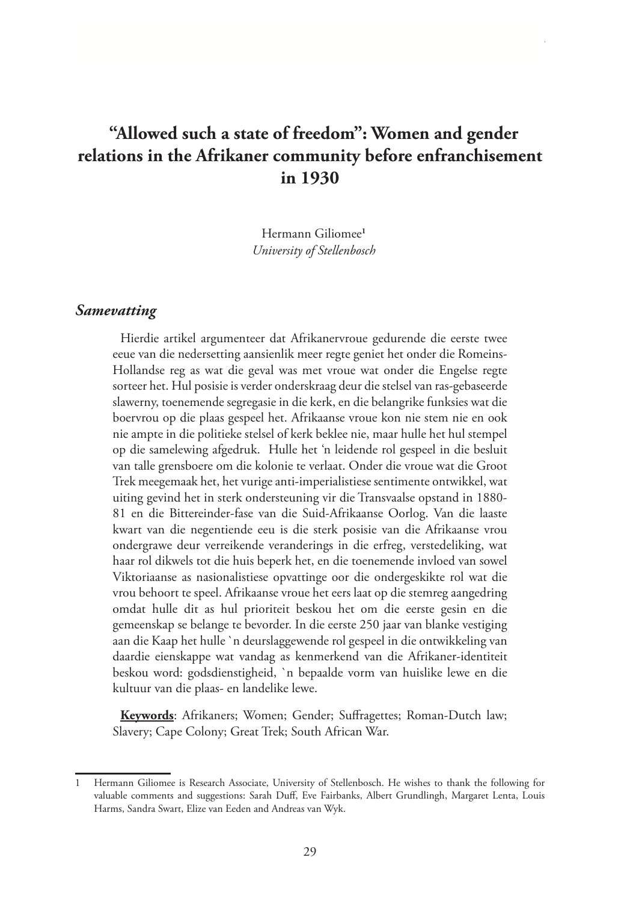# "Allowed such a state of freedom": Women and gender relations in the Afrikaner community before enfranchisement in 1930

Hermann Giliomee[1]
*University of Stellenbosch*

## *Samevatting*

Hierdie artikel argumenteer dat Afrikanervroue gedurende die eerste twee eeue van die nedersetting aansienlik meer regte geniet het onder die Romeins-Hollandse reg as wat die geval was met vroue wat onder die Engelse regte sorteer het. Hul posisie is verder onderskraag deur die stelsel van ras-gebaseerde slawerny, toenemende segregasie in die kerk, en die belangrike funksies wat die boervrou op die plaas gespeel het. Afrikaanse vroue kon nie stem nie en ook nie ampte in die politieke stelsel of kerk beklee nie, maar hulle het hul stempel op die samelewing afgedruk. Hulle het 'n leidende rol gespeel in die besluit van talle grensboere om die kolonie te verlaat. Onder die vroue wat die Groot Trek meegemaak het, het vurige anti-imperialistiese sentimente ontwikkel, wat uiting gevind het in sterk ondersteuning vir die Transvaalse opstand in 1880-81 en die Bittereinder-fase van die Suid-Afrikaanse Oorlog. Van die laaste kwart van die negentiende eeu is die sterk posisie van die Afrikaanse vrou ondergrawe deur verreikende veranderings in die erfreg, verstedeliking, wat haar rol dikwels tot die huis beperk het, en die toenemende invloed van sowel Viktoriaanse as nasionalistiese opvattinge oor die ondergeskikte rol wat die vrou behoort te speel. Afrikaanse vroue het eers laat op die stemreg aangedring omdat hulle dit as hul prioriteit beskou het om die eerste gesin en die gemeenskap se belange te bevorder. In die eerste 250 jaar van blanke vestiging aan die Kaap het hulle `n deurslaggewende rol gespeel in die ontwikkeling van daardie eienskappe wat vandag as kenmerkend van die Afrikaner-identiteit beskou word: godsdienstigheid, `n bepaalde vorm van huislike lewe en die kultuur van die plaas- en landelike lewe.

**Keywords**: Afrikaners; Women; Gender; Suffragettes; Roman-Dutch law; Slavery; Cape Colony; Great Trek; South African War.

---

1 Hermann Giliomee is Research Associate, University of Stellenbosch. He wishes to thank the following for valuable comments and suggestions: Sarah Duff, Eve Fairbanks, Albert Grundlingh, Margaret Lenta, Louis Harms, Sandra Swart, Elize van Eeden and Andreas van Wyk.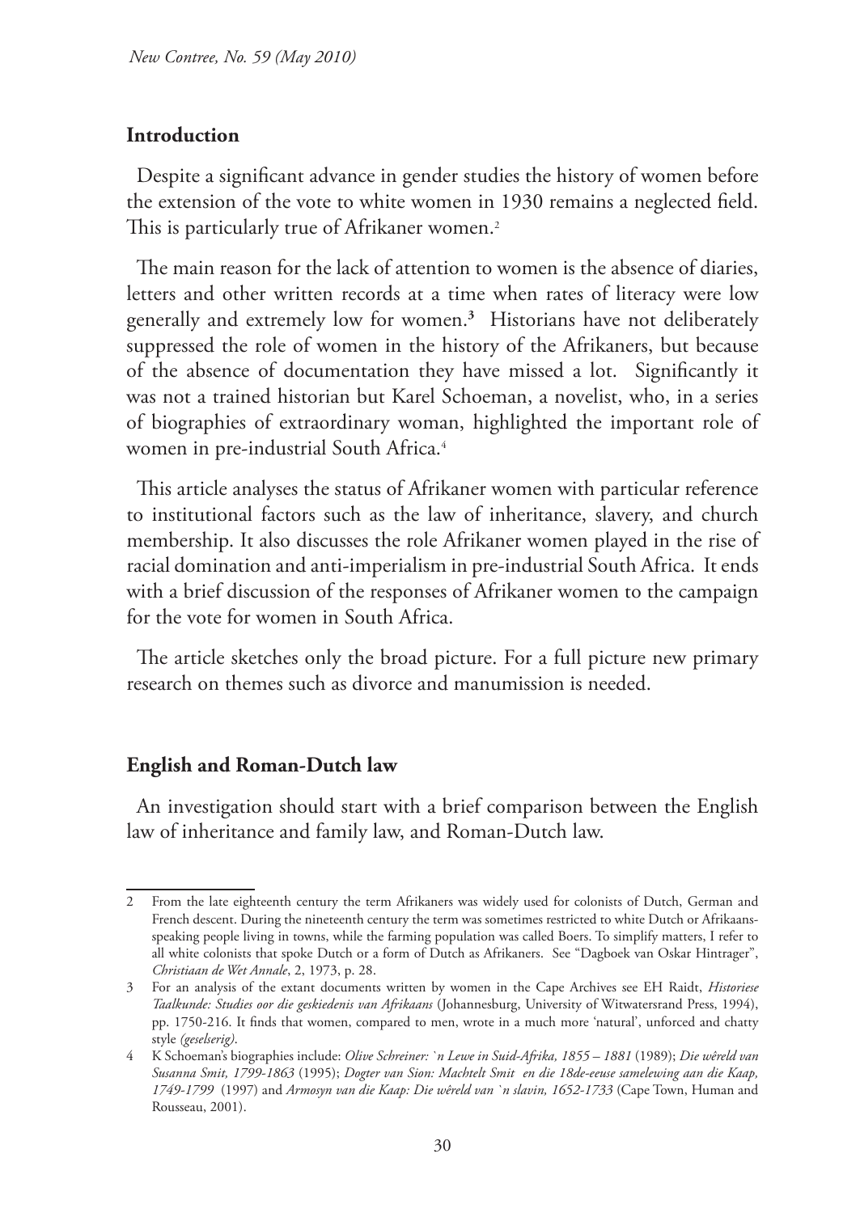## Introduction

Despite a significant advance in gender studies the history of women before the extension of the vote to white women in 1930 remains a neglected field. This is particularly true of Afrikaner women.[2]

The main reason for the lack of attention to women is the absence of diaries, letters and other written records at a time when rates of literacy were low generally and extremely low for women.[3] Historians have not deliberately suppressed the role of women in the history of the Afrikaners, but because of the absence of documentation they have missed a lot. Significantly it was not a trained historian but Karel Schoeman, a novelist, who, in a series of biographies of extraordinary woman, highlighted the important role of women in pre-industrial South Africa.[4]

This article analyses the status of Afrikaner women with particular reference to institutional factors such as the law of inheritance, slavery, and church membership. It also discusses the role Afrikaner women played in the rise of racial domination and anti-imperialism in pre-industrial South Africa. It ends with a brief discussion of the responses of Afrikaner women to the campaign for the vote for women in South Africa.

The article sketches only the broad picture. For a full picture new primary research on themes such as divorce and manumission is needed.

## English and Roman-Dutch law

An investigation should start with a brief comparison between the English law of inheritance and family law, and Roman-Dutch law.

---

2 From the late eighteenth century the term Afrikaners was widely used for colonists of Dutch, German and French descent. During the nineteenth century the term was sometimes restricted to white Dutch or Afrikaans-speaking people living in towns, while the farming population was called Boers. To simplify matters, I refer to all white colonists that spoke Dutch or a form of Dutch as Afrikaners. See "Dagboek van Oskar Hintrager", *Christiaan de Wet Annale*, 2, 1973, p. 28.

3 For an analysis of the extant documents written by women in the Cape Archives see EH Raidt, *Historiese Taalkunde: Studies oor die geskiedenis van Afrikaans* (Johannesburg, University of Witwatersrand Press, 1994), pp. 1750-216. It finds that women, compared to men, wrote in a much more 'natural', unforced and chatty style *(geselserig)*.

4 K Schoeman's biographies include: *Olive Schreiner: `n Lewe in Suid-Afrika, 1855 – 1881* (1989); *Die wêreld van Susanna Smit, 1799-1863* (1995); *Dogter van Sion: Machtelt Smit en die 18de-eeuse samelewing aan die Kaap, 1749-1799* (1997) and *Armosyn van die Kaap: Die wêreld van `n slavin, 1652-1733* (Cape Town, Human and Rousseau, 2001).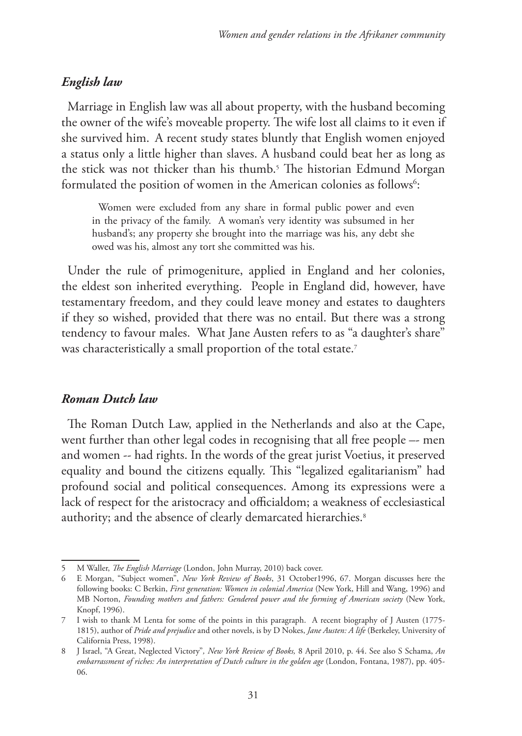### *English law*

Marriage in English law was all about property, with the husband becoming the owner of the wife's moveable property. The wife lost all claims to it even if she survived him. A recent study states bluntly that English women enjoyed a status only a little higher than slaves. A husband could beat her as long as the stick was not thicker than his thumb.[5] The historian Edmund Morgan formulated the position of women in the American colonies as follows[6]:

> Women were excluded from any share in formal public power and even in the privacy of the family. A woman's very identity was subsumed in her husband's; any property she brought into the marriage was his, any debt she owed was his, almost any tort she committed was his.

Under the rule of primogeniture, applied in England and her colonies, the eldest son inherited everything. People in England did, however, have testamentary freedom, and they could leave money and estates to daughters if they so wished, provided that there was no entail. But there was a strong tendency to favour males. What Jane Austen refers to as "a daughter's share" was characteristically a small proportion of the total estate.[7]

### *Roman Dutch law*

The Roman Dutch Law, applied in the Netherlands and also at the Cape, went further than other legal codes in recognising that all free people –- men and women -- had rights. In the words of the great jurist Voetius, it preserved equality and bound the citizens equally. This "legalized egalitarianism" had profound social and political consequences. Among its expressions were a lack of respect for the aristocracy and officialdom; a weakness of ecclesiastical authority; and the absence of clearly demarcated hierarchies.[8]

---

5 M Waller, *The English Marriage* (London, John Murray, 2010) back cover.

6 E Morgan, "Subject women", *New York Review of Books*, 31 October1996, 67. Morgan discusses here the following books: C Berkin, *First generation: Women in colonial America* (New York, Hill and Wang, 1996) and MB Norton, *Founding mothers and fathers: Gendered power and the forming of American society* (New York, Knopf, 1996).

7 I wish to thank M Lenta for some of the points in this paragraph. A recent biography of J Austen (1775-1815), author of *Pride and prejudice* and other novels, is by D Nokes, *Jane Austen: A life* (Berkeley, University of California Press, 1998).

8 J Israel, "A Great, Neglected Victory", *New York Review of Books,* 8 April 2010, p. 44. See also S Schama, *An embarrassment of riches: An interpretation of Dutch culture in the golden age* (London, Fontana, 1987), pp. 405-06.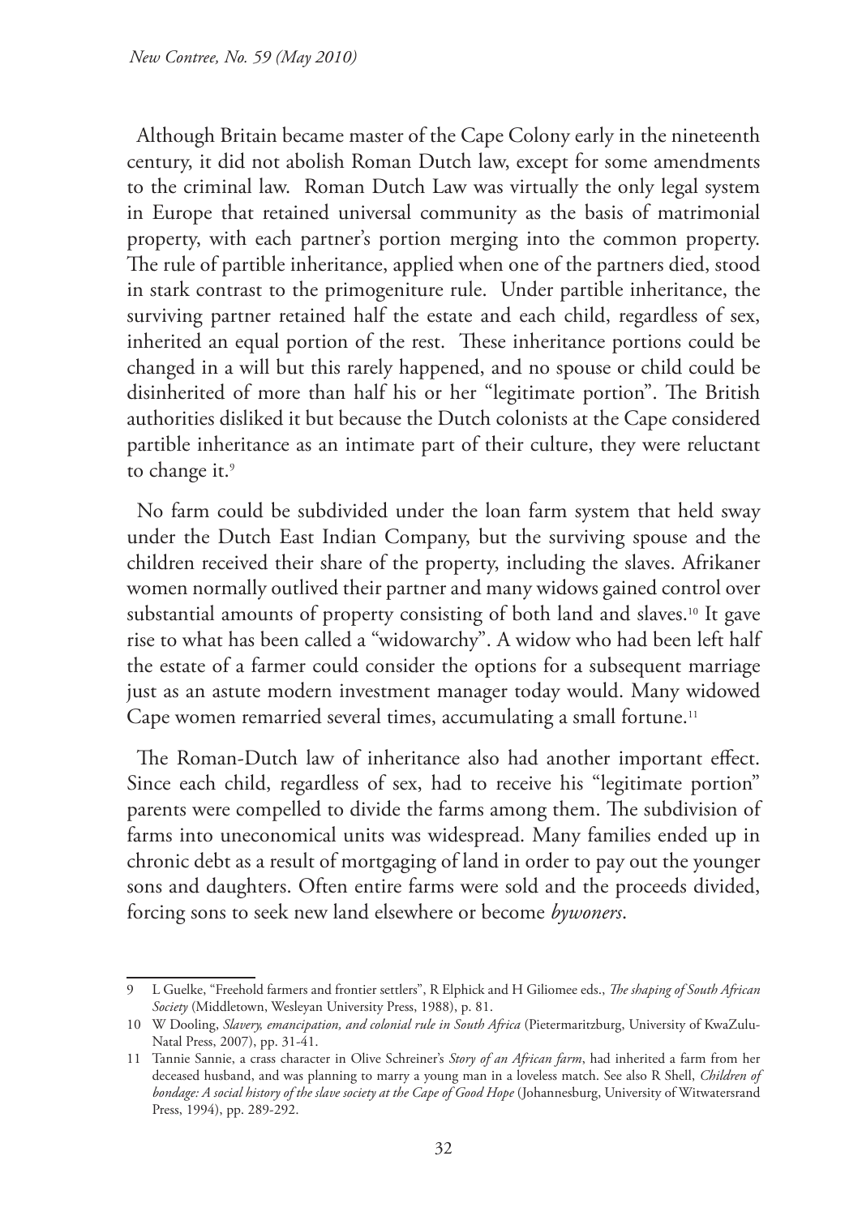Although Britain became master of the Cape Colony early in the nineteenth century, it did not abolish Roman Dutch law, except for some amendments to the criminal law. Roman Dutch Law was virtually the only legal system in Europe that retained universal community as the basis of matrimonial property, with each partner's portion merging into the common property. The rule of partible inheritance, applied when one of the partners died, stood in stark contrast to the primogeniture rule. Under partible inheritance, the surviving partner retained half the estate and each child, regardless of sex, inherited an equal portion of the rest. These inheritance portions could be changed in a will but this rarely happened, and no spouse or child could be disinherited of more than half his or her "legitimate portion". The British authorities disliked it but because the Dutch colonists at the Cape considered partible inheritance as an intimate part of their culture, they were reluctant to change it.[9]

No farm could be subdivided under the loan farm system that held sway under the Dutch East Indian Company, but the surviving spouse and the children received their share of the property, including the slaves. Afrikaner women normally outlived their partner and many widows gained control over substantial amounts of property consisting of both land and slaves.[10] It gave rise to what has been called a "widowarchy". A widow who had been left half the estate of a farmer could consider the options for a subsequent marriage just as an astute modern investment manager today would. Many widowed Cape women remarried several times, accumulating a small fortune.[11]

The Roman-Dutch law of inheritance also had another important effect. Since each child, regardless of sex, had to receive his "legitimate portion" parents were compelled to divide the farms among them. The subdivision of farms into uneconomical units was widespread. Many families ended up in chronic debt as a result of mortgaging of land in order to pay out the younger sons and daughters. Often entire farms were sold and the proceeds divided, forcing sons to seek new land elsewhere or become *bywoners*.

---

9 L Guelke, "Freehold farmers and frontier settlers", R Elphick and H Giliomee eds., *The shaping of South African Society* (Middletown, Wesleyan University Press, 1988), p. 81.

10 W Dooling, *Slavery, emancipation, and colonial rule in South Africa* (Pietermaritzburg, University of KwaZulu-Natal Press, 2007), pp. 31-41.

11 Tannie Sannie, a crass character in Olive Schreiner's *Story of an African farm*, had inherited a farm from her deceased husband, and was planning to marry a young man in a loveless match. See also R Shell, *Children of bondage: A social history of the slave society at the Cape of Good Hope* (Johannesburg, University of Witwatersrand Press, 1994), pp. 289-292.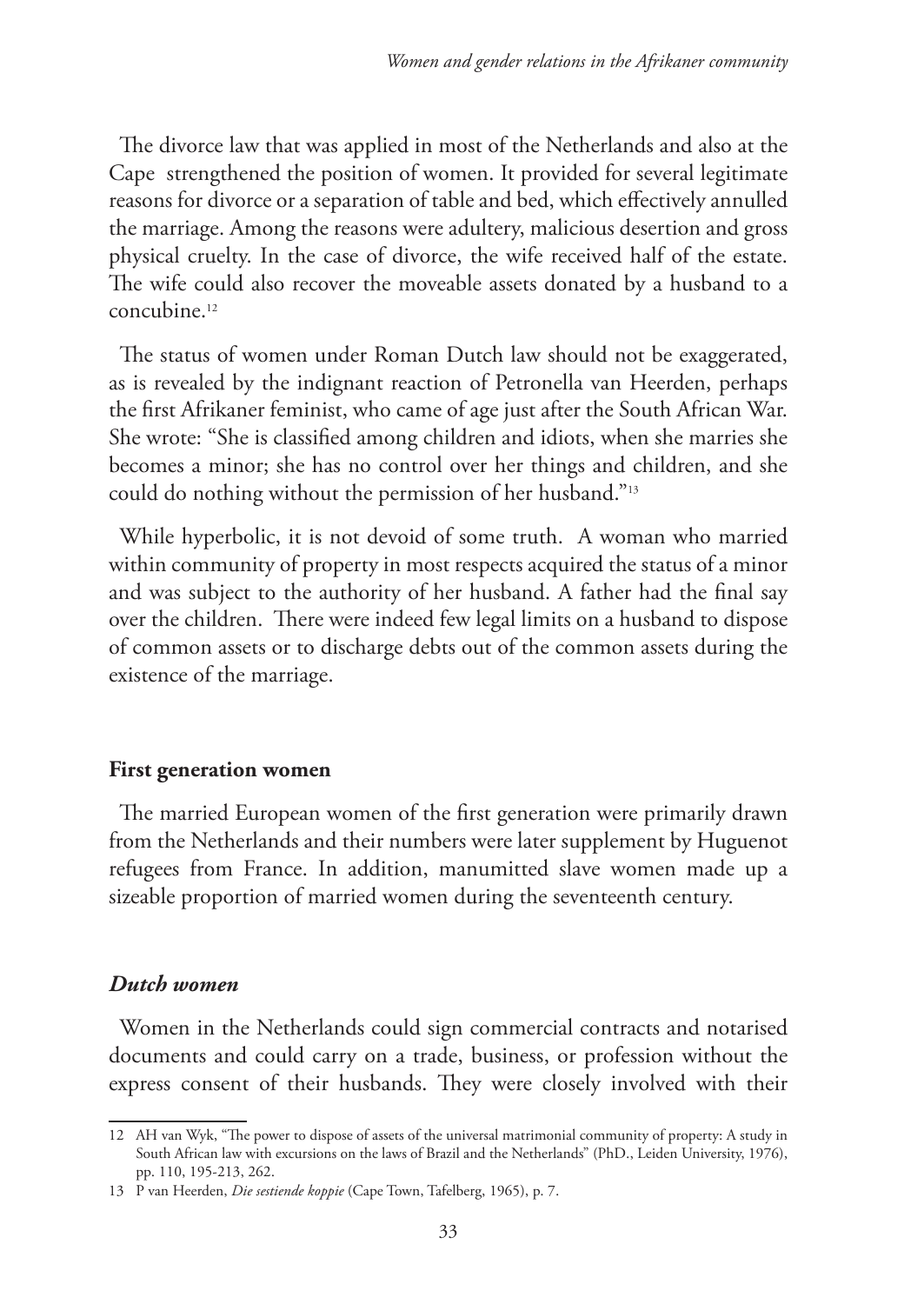The divorce law that was applied in most of the Netherlands and also at the Cape strengthened the position of women. It provided for several legitimate reasons for divorce or a separation of table and bed, which effectively annulled the marriage. Among the reasons were adultery, malicious desertion and gross physical cruelty. In the case of divorce, the wife received half of the estate. The wife could also recover the moveable assets donated by a husband to a concubine.[12]

The status of women under Roman Dutch law should not be exaggerated, as is revealed by the indignant reaction of Petronella van Heerden, perhaps the first Afrikaner feminist, who came of age just after the South African War. She wrote: "She is classified among children and idiots, when she marries she becomes a minor; she has no control over her things and children, and she could do nothing without the permission of her husband."[13]

While hyperbolic, it is not devoid of some truth. A woman who married within community of property in most respects acquired the status of a minor and was subject to the authority of her husband. A father had the final say over the children. There were indeed few legal limits on a husband to dispose of common assets or to discharge debts out of the common assets during the existence of the marriage.

## First generation women

The married European women of the first generation were primarily drawn from the Netherlands and their numbers were later supplement by Huguenot refugees from France. In addition, manumitted slave women made up a sizeable proportion of married women during the seventeenth century.

### *Dutch women*

Women in the Netherlands could sign commercial contracts and notarised documents and could carry on a trade, business, or profession without the express consent of their husbands. They were closely involved with their

---

12 AH van Wyk, "The power to dispose of assets of the universal matrimonial community of property: A study in South African law with excursions on the laws of Brazil and the Netherlands" (PhD., Leiden University, 1976), pp. 110, 195-213, 262.

13 P van Heerden, *Die sestiende koppie* (Cape Town, Tafelberg, 1965), p. 7.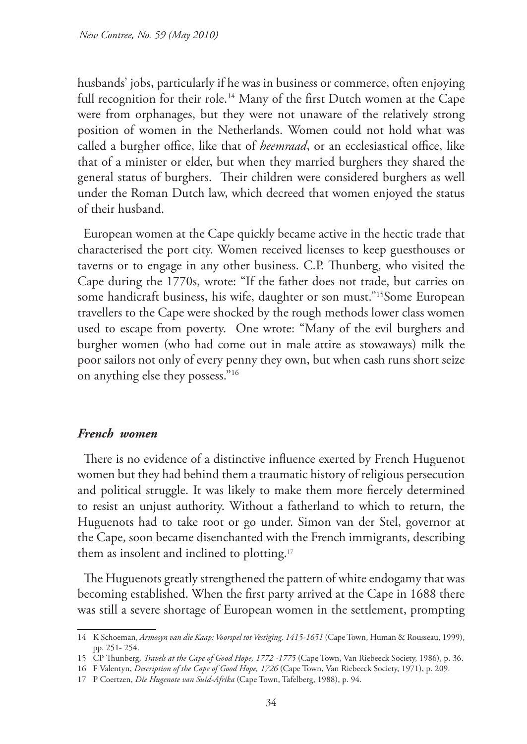husbands' jobs, particularly if he was in business or commerce, often enjoying full recognition for their role.[14] Many of the first Dutch women at the Cape were from orphanages, but they were not unaware of the relatively strong position of women in the Netherlands. Women could not hold what was called a burgher office, like that of *heemraad*, or an ecclesiastical office, like that of a minister or elder, but when they married burghers they shared the general status of burghers. Their children were considered burghers as well under the Roman Dutch law, which decreed that women enjoyed the status of their husband.

European women at the Cape quickly became active in the hectic trade that characterised the port city. Women received licenses to keep guesthouses or taverns or to engage in any other business. C.P. Thunberg, who visited the Cape during the 1770s, wrote: "If the father does not trade, but carries on some handicraft business, his wife, daughter or son must."[15]Some European travellers to the Cape were shocked by the rough methods lower class women used to escape from poverty. One wrote: "Many of the evil burghers and burgher women (who had come out in male attire as stowaways) milk the poor sailors not only of every penny they own, but when cash runs short seize on anything else they possess."[16]

### *French women*

There is no evidence of a distinctive influence exerted by French Huguenot women but they had behind them a traumatic history of religious persecution and political struggle. It was likely to make them more fiercely determined to resist an unjust authority. Without a fatherland to which to return, the Huguenots had to take root or go under. Simon van der Stel, governor at the Cape, soon became disenchanted with the French immigrants, describing them as insolent and inclined to plotting.[17]

The Huguenots greatly strengthened the pattern of white endogamy that was becoming established. When the first party arrived at the Cape in 1688 there was still a severe shortage of European women in the settlement, prompting

---

14 K Schoeman, *Armosyn van die Kaap: Voorspel tot Vestiging, 1415-1651* (Cape Town, Human & Rousseau, 1999), pp. 251- 254.

15 CP Thunberg, *Travels at the Cape of Good Hope, 1772 -1775* (Cape Town, Van Riebeeck Society, 1986), p. 36.

16 F Valentyn, *Description of the Cape of Good Hope, 1726* (Cape Town, Van Riebeeck Society, 1971), p. 209.

17 P Coertzen, *Die Hugenote van Suid-Afrika* (Cape Town, Tafelberg, 1988), p. 94.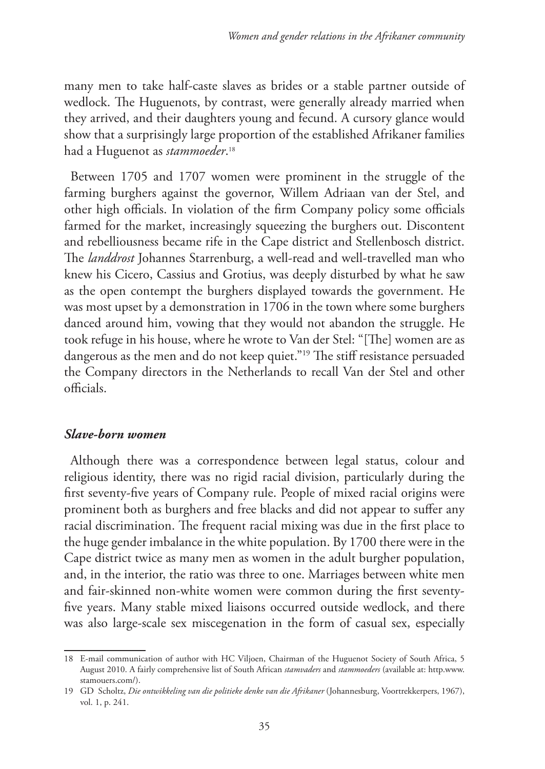many men to take half-caste slaves as brides or a stable partner outside of wedlock. The Huguenots, by contrast, were generally already married when they arrived, and their daughters young and fecund. A cursory glance would show that a surprisingly large proportion of the established Afrikaner families had a Huguenot as *stammoeder*.[18]

Between 1705 and 1707 women were prominent in the struggle of the farming burghers against the governor, Willem Adriaan van der Stel, and other high officials. In violation of the firm Company policy some officials farmed for the market, increasingly squeezing the burghers out. Discontent and rebelliousness became rife in the Cape district and Stellenbosch district. The *landdrost* Johannes Starrenburg, a well-read and well-travelled man who knew his Cicero, Cassius and Grotius, was deeply disturbed by what he saw as the open contempt the burghers displayed towards the government. He was most upset by a demonstration in 1706 in the town where some burghers danced around him, vowing that they would not abandon the struggle. He took refuge in his house, where he wrote to Van der Stel: "[The] women are as dangerous as the men and do not keep quiet."[19] The stiff resistance persuaded the Company directors in the Netherlands to recall Van der Stel and other officials.

### *Slave-born women*

Although there was a correspondence between legal status, colour and religious identity, there was no rigid racial division, particularly during the first seventy-five years of Company rule. People of mixed racial origins were prominent both as burghers and free blacks and did not appear to suffer any racial discrimination. The frequent racial mixing was due in the first place to the huge gender imbalance in the white population. By 1700 there were in the Cape district twice as many men as women in the adult burgher population, and, in the interior, the ratio was three to one. Marriages between white men and fair-skinned non-white women were common during the first seventy-five years. Many stable mixed liaisons occurred outside wedlock, and there was also large-scale sex miscegenation in the form of casual sex, especially

---

18 E-mail communication of author with HC Viljoen, Chairman of the Huguenot Society of South Africa, 5 August 2010. A fairly comprehensive list of South African *stamvaders* and *stammoeders* (available at: http.www.stamouers.com/).

19 GD Scholtz, *Die ontwikkeling van die politieke denke van die Afrikaner* (Johannesburg, Voortrekkerpers, 1967), vol. 1, p. 241.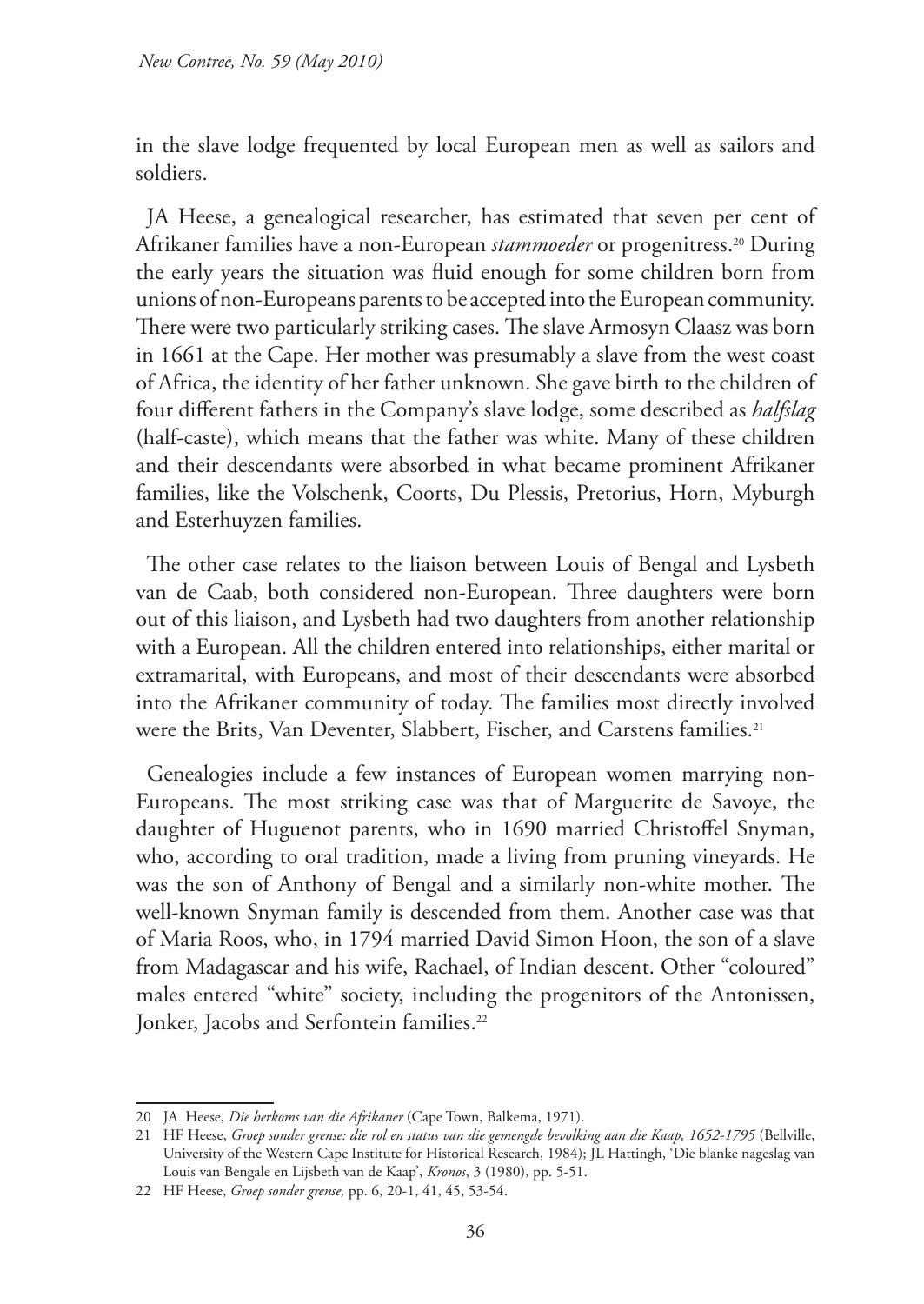in the slave lodge frequented by local European men as well as sailors and soldiers.

JA Heese, a genealogical researcher, has estimated that seven per cent of Afrikaner families have a non-European *stammoeder* or progenitress.[20] During the early years the situation was fluid enough for some children born from unions of non-Europeans parents to be accepted into the European community. There were two particularly striking cases. The slave Armosyn Claasz was born in 1661 at the Cape. Her mother was presumably a slave from the west coast of Africa, the identity of her father unknown. She gave birth to the children of four different fathers in the Company's slave lodge, some described as *halfslag* (half-caste), which means that the father was white. Many of these children and their descendants were absorbed in what became prominent Afrikaner families, like the Volschenk, Coorts, Du Plessis, Pretorius, Horn, Myburgh and Esterhuyzen families.

The other case relates to the liaison between Louis of Bengal and Lysbeth van de Caab, both considered non-European. Three daughters were born out of this liaison, and Lysbeth had two daughters from another relationship with a European. All the children entered into relationships, either marital or extramarital, with Europeans, and most of their descendants were absorbed into the Afrikaner community of today. The families most directly involved were the Brits, Van Deventer, Slabbert, Fischer, and Carstens families.[21]

Genealogies include a few instances of European women marrying non-Europeans. The most striking case was that of Marguerite de Savoye, the daughter of Huguenot parents, who in 1690 married Christoffel Snyman, who, according to oral tradition, made a living from pruning vineyards. He was the son of Anthony of Bengal and a similarly non-white mother. The well-known Snyman family is descended from them. Another case was that of Maria Roos, who, in 1794 married David Simon Hoon, the son of a slave from Madagascar and his wife, Rachael, of Indian descent. Other "coloured" males entered "white" society, including the progenitors of the Antonissen, Jonker, Jacobs and Serfontein families.[22]

---

20 JA Heese, *Die herkoms van die Afrikaner* (Cape Town, Balkema, 1971).

21 HF Heese, *Groep sonder grense: die rol en status van die gemengde bevolking aan die Kaap, 1652-1795* (Bellville, University of the Western Cape Institute for Historical Research, 1984); JL Hattingh, 'Die blanke nageslag van Louis van Bengale en Lijsbeth van de Kaap', *Kronos*, 3 (1980), pp. 5-51.

22 HF Heese, *Groep sonder grense,* pp. 6, 20-1, 41, 45, 53-54.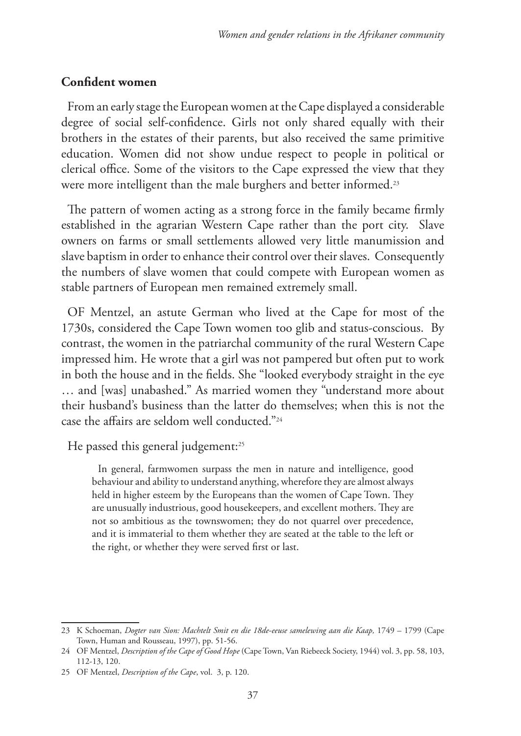## Confident women

From an early stage the European women at the Cape displayed a considerable degree of social self-confidence. Girls not only shared equally with their brothers in the estates of their parents, but also received the same primitive education. Women did not show undue respect to people in political or clerical office. Some of the visitors to the Cape expressed the view that they were more intelligent than the male burghers and better informed.[23]

The pattern of women acting as a strong force in the family became firmly established in the agrarian Western Cape rather than the port city. Slave owners on farms or small settlements allowed very little manumission and slave baptism in order to enhance their control over their slaves. Consequently the numbers of slave women that could compete with European women as stable partners of European men remained extremely small.

OF Mentzel, an astute German who lived at the Cape for most of the 1730s, considered the Cape Town women too glib and status-conscious. By contrast, the women in the patriarchal community of the rural Western Cape impressed him. He wrote that a girl was not pampered but often put to work in both the house and in the fields. She "looked everybody straight in the eye … and [was] unabashed." As married women they "understand more about their husband's business than the latter do themselves; when this is not the case the affairs are seldom well conducted."[24]

He passed this general judgement:[25]

> In general, farmwomen surpass the men in nature and intelligence, good behaviour and ability to understand anything, wherefore they are almost always held in higher esteem by the Europeans than the women of Cape Town. They are unusually industrious, good housekeepers, and excellent mothers. They are not so ambitious as the townswomen; they do not quarrel over precedence, and it is immaterial to them whether they are seated at the table to the left or the right, or whether they were served first or last.

---

23 K Schoeman, *Dogter van Sion: Machtelt Smit en die 18de-eeuse samelewing aan die Kaap,* 1749 – 1799 (Cape Town, Human and Rousseau, 1997), pp. 51-56.

24 OF Mentzel, *Description of the Cape of Good Hope* (Cape Town, Van Riebeeck Society, 1944) vol. 3, pp. 58, 103, 112-13, 120.

25 OF Mentzel, *Description of the Cape*, vol. 3, p. 120.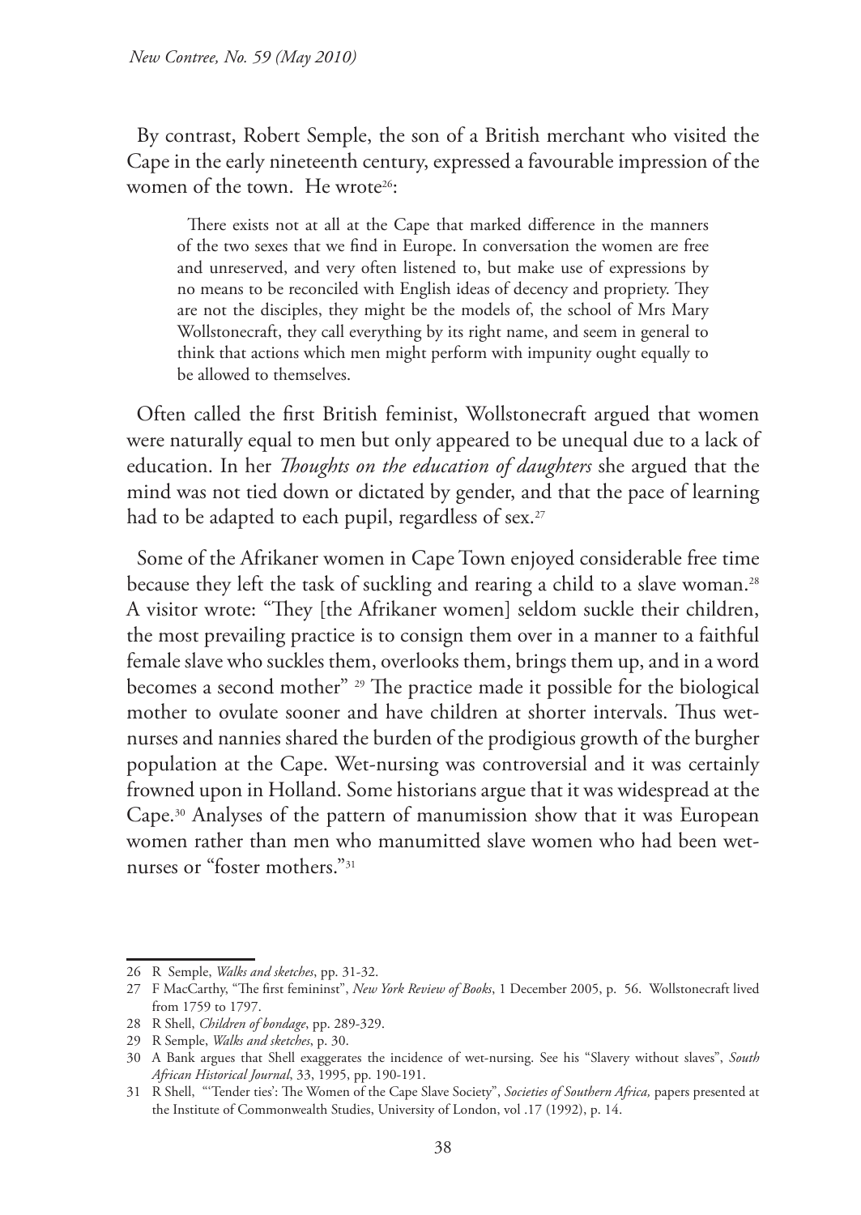By contrast, Robert Semple, the son of a British merchant who visited the Cape in the early nineteenth century, expressed a favourable impression of the women of the town. He wrote[26]:

> There exists not at all at the Cape that marked difference in the manners of the two sexes that we find in Europe. In conversation the women are free and unreserved, and very often listened to, but make use of expressions by no means to be reconciled with English ideas of decency and propriety. They are not the disciples, they might be the models of, the school of Mrs Mary Wollstonecraft, they call everything by its right name, and seem in general to think that actions which men might perform with impunity ought equally to be allowed to themselves.

Often called the first British feminist, Wollstonecraft argued that women were naturally equal to men but only appeared to be unequal due to a lack of education. In her *Thoughts on the education of daughters* she argued that the mind was not tied down or dictated by gender, and that the pace of learning had to be adapted to each pupil, regardless of sex.[27]

Some of the Afrikaner women in Cape Town enjoyed considerable free time because they left the task of suckling and rearing a child to a slave woman.[28] A visitor wrote: "They [the Afrikaner women] seldom suckle their children, the most prevailing practice is to consign them over in a manner to a faithful female slave who suckles them, overlooks them, brings them up, and in a word becomes a second mother" [29] The practice made it possible for the biological mother to ovulate sooner and have children at shorter intervals. Thus wet-nurses and nannies shared the burden of the prodigious growth of the burgher population at the Cape. Wet-nursing was controversial and it was certainly frowned upon in Holland. Some historians argue that it was widespread at the Cape.[30] Analyses of the pattern of manumission show that it was European women rather than men who manumitted slave women who had been wet-nurses or "foster mothers."[31]

---

26 R Semple, *Walks and sketches*, pp. 31-32.

27 F MacCarthy, "The first femininst", *New York Review of Books*, 1 December 2005, p. 56. Wollstonecraft lived from 1759 to 1797.

28 R Shell, *Children of bondage*, pp. 289-329.

29 R Semple, *Walks and sketches*, p. 30.

30 A Bank argues that Shell exaggerates the incidence of wet-nursing. See his "Slavery without slaves", *South African Historical Journal*, 33, 1995, pp. 190-191.

31 R Shell, "'Tender ties': The Women of the Cape Slave Society", *Societies of Southern Africa,* papers presented at the Institute of Commonwealth Studies, University of London, vol .17 (1992), p. 14.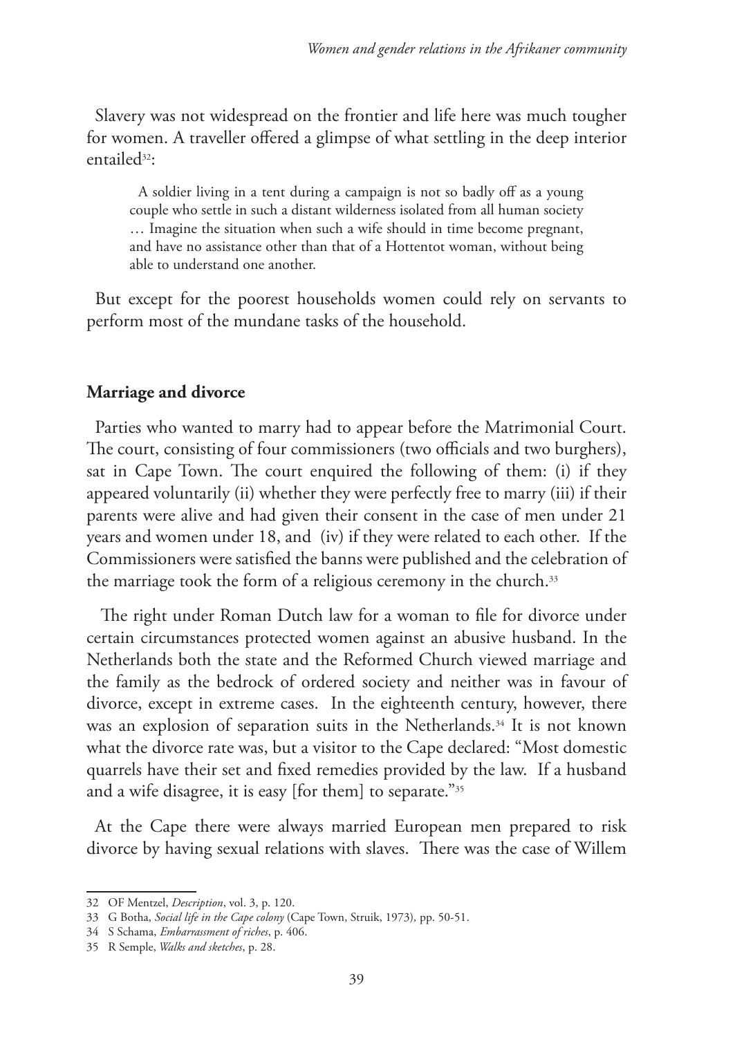Slavery was not widespread on the frontier and life here was much tougher for women. A traveller offered a glimpse of what settling in the deep interior entailed[32]:

> A soldier living in a tent during a campaign is not so badly off as a young couple who settle in such a distant wilderness isolated from all human society … Imagine the situation when such a wife should in time become pregnant, and have no assistance other than that of a Hottentot woman, without being able to understand one another.

But except for the poorest households women could rely on servants to perform most of the mundane tasks of the household.

## Marriage and divorce

Parties who wanted to marry had to appear before the Matrimonial Court. The court, consisting of four commissioners (two officials and two burghers), sat in Cape Town. The court enquired the following of them: (i) if they appeared voluntarily (ii) whether they were perfectly free to marry (iii) if their parents were alive and had given their consent in the case of men under 21 years and women under 18, and (iv) if they were related to each other. If the Commissioners were satisfied the banns were published and the celebration of the marriage took the form of a religious ceremony in the church.[33]

The right under Roman Dutch law for a woman to file for divorce under certain circumstances protected women against an abusive husband. In the Netherlands both the state and the Reformed Church viewed marriage and the family as the bedrock of ordered society and neither was in favour of divorce, except in extreme cases. In the eighteenth century, however, there was an explosion of separation suits in the Netherlands.[34] It is not known what the divorce rate was, but a visitor to the Cape declared: "Most domestic quarrels have their set and fixed remedies provided by the law. If a husband and a wife disagree, it is easy [for them] to separate."[35]

At the Cape there were always married European men prepared to risk divorce by having sexual relations with slaves. There was the case of Willem

---

32 OF Mentzel, *Description*, vol. 3, p. 120.

33 G Botha, *Social life in the Cape colony* (Cape Town, Struik, 1973), pp. 50-51.

34 S Schama, *Embarrassment of riches*, p. 406.

35 R Semple, *Walks and sketches*, p. 28.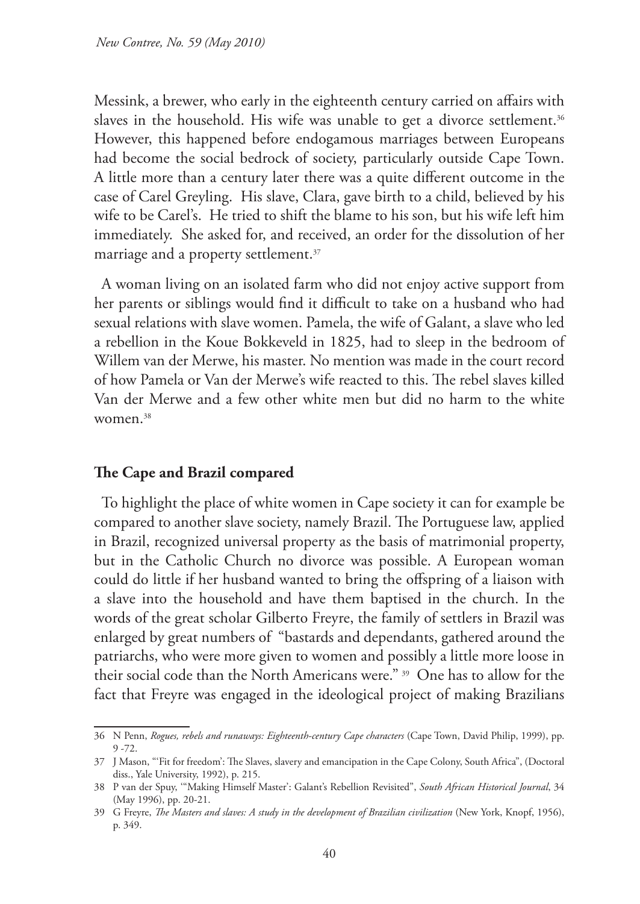Messink, a brewer, who early in the eighteenth century carried on affairs with slaves in the household. His wife was unable to get a divorce settlement.[36] However, this happened before endogamous marriages between Europeans had become the social bedrock of society, particularly outside Cape Town. A little more than a century later there was a quite different outcome in the case of Carel Greyling. His slave, Clara, gave birth to a child, believed by his wife to be Carel's. He tried to shift the blame to his son, but his wife left him immediately. She asked for, and received, an order for the dissolution of her marriage and a property settlement.[37]

A woman living on an isolated farm who did not enjoy active support from her parents or siblings would find it difficult to take on a husband who had sexual relations with slave women. Pamela, the wife of Galant, a slave who led a rebellion in the Koue Bokkeveld in 1825, had to sleep in the bedroom of Willem van der Merwe, his master. No mention was made in the court record of how Pamela or Van der Merwe's wife reacted to this. The rebel slaves killed Van der Merwe and a few other white men but did no harm to the white women.[38]

## The Cape and Brazil compared

To highlight the place of white women in Cape society it can for example be compared to another slave society, namely Brazil. The Portuguese law, applied in Brazil, recognized universal property as the basis of matrimonial property, but in the Catholic Church no divorce was possible. A European woman could do little if her husband wanted to bring the offspring of a liaison with a slave into the household and have them baptised in the church. In the words of the great scholar Gilberto Freyre, the family of settlers in Brazil was enlarged by great numbers of "bastards and dependants, gathered around the patriarchs, who were more given to women and possibly a little more loose in their social code than the North Americans were." [39] One has to allow for the fact that Freyre was engaged in the ideological project of making Brazilians

---

36 N Penn, *Rogues, rebels and runaways: Eighteenth-century Cape characters* (Cape Town, David Philip, 1999), pp. 9 -72.

37 J Mason, "'Fit for freedom': The Slaves, slavery and emancipation in the Cape Colony, South Africa", (Doctoral diss., Yale University, 1992), p. 215.

38 P van der Spuy, "'Making Himself Master': Galant's Rebellion Revisited", *South African Historical Journal*, 34 (May 1996), pp. 20-21.

39 G Freyre, *The Masters and slaves: A study in the development of Brazilian civilization* (New York, Knopf, 1956), p. 349.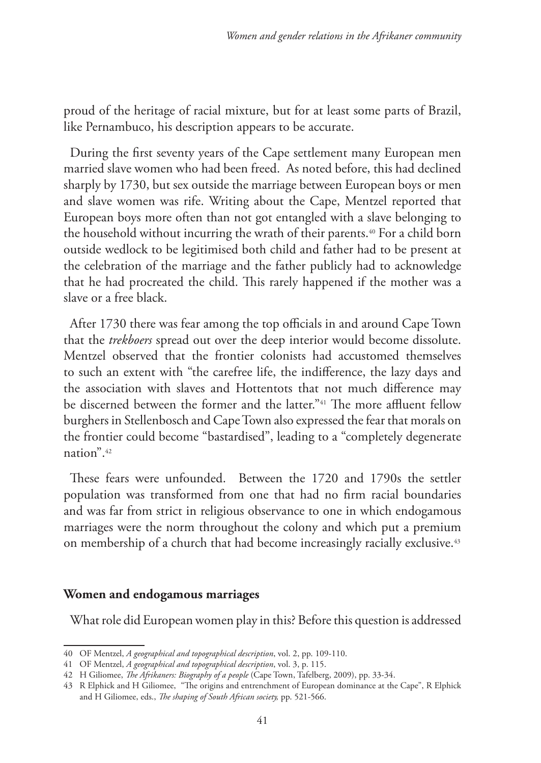proud of the heritage of racial mixture, but for at least some parts of Brazil, like Pernambuco, his description appears to be accurate.

During the first seventy years of the Cape settlement many European men married slave women who had been freed. As noted before, this had declined sharply by 1730, but sex outside the marriage between European boys or men and slave women was rife. Writing about the Cape, Mentzel reported that European boys more often than not got entangled with a slave belonging to the household without incurring the wrath of their parents.[40] For a child born outside wedlock to be legitimised both child and father had to be present at the celebration of the marriage and the father publicly had to acknowledge that he had procreated the child. This rarely happened if the mother was a slave or a free black.

After 1730 there was fear among the top officials in and around Cape Town that the *trekboers* spread out over the deep interior would become dissolute. Mentzel observed that the frontier colonists had accustomed themselves to such an extent with "the carefree life, the indifference, the lazy days and the association with slaves and Hottentots that not much difference may be discerned between the former and the latter."[41] The more affluent fellow burghers in Stellenbosch and Cape Town also expressed the fear that morals on the frontier could become "bastardised", leading to a "completely degenerate nation".[42]

These fears were unfounded. Between the 1720 and 1790s the settler population was transformed from one that had no firm racial boundaries and was far from strict in religious observance to one in which endogamous marriages were the norm throughout the colony and which put a premium on membership of a church that had become increasingly racially exclusive.[43]

## Women and endogamous marriages

What role did European women play in this? Before this question is addressed

---

40 OF Mentzel, *A geographical and topographical description*, vol. 2, pp. 109-110.

41 OF Mentzel, *A geographical and topographical description*, vol. 3, p. 115.

42 H Giliomee, *The Afrikaners: Biography of a people* (Cape Town, Tafelberg, 2009), pp. 33-34.

43 R Elphick and H Giliomee, "The origins and entrenchment of European dominance at the Cape", R Elphick and H Giliomee, eds., *The shaping of South African society,* pp. 521-566.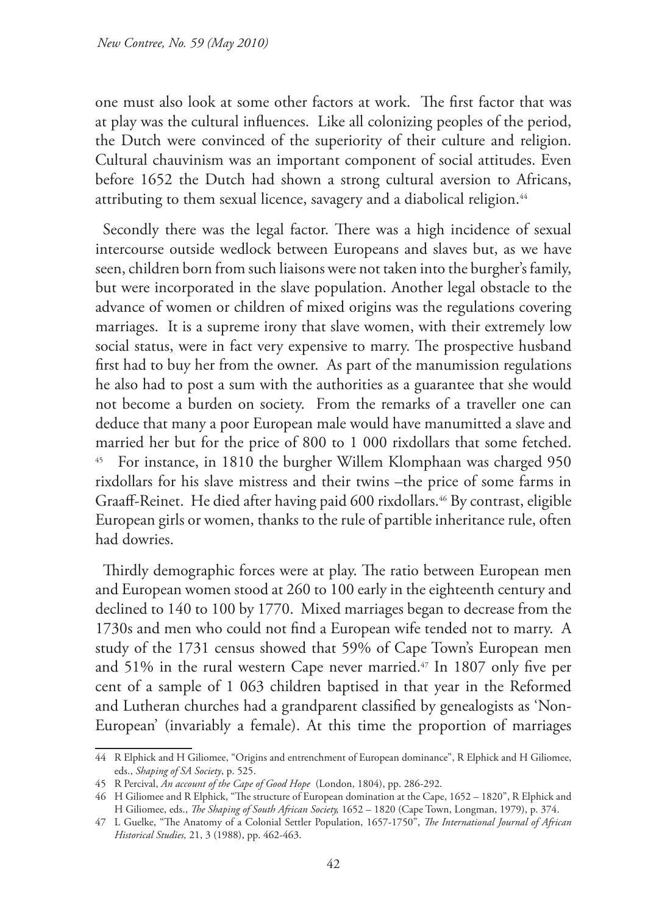one must also look at some other factors at work. The first factor that was at play was the cultural influences. Like all colonizing peoples of the period, the Dutch were convinced of the superiority of their culture and religion. Cultural chauvinism was an important component of social attitudes. Even before 1652 the Dutch had shown a strong cultural aversion to Africans, attributing to them sexual licence, savagery and a diabolical religion.[44]

Secondly there was the legal factor. There was a high incidence of sexual intercourse outside wedlock between Europeans and slaves but, as we have seen, children born from such liaisons were not taken into the burgher's family, but were incorporated in the slave population. Another legal obstacle to the advance of women or children of mixed origins was the regulations covering marriages. It is a supreme irony that slave women, with their extremely low social status, were in fact very expensive to marry. The prospective husband first had to buy her from the owner. As part of the manumission regulations he also had to post a sum with the authorities as a guarantee that she would not become a burden on society. From the remarks of a traveller one can deduce that many a poor European male would have manumitted a slave and married her but for the price of 800 to 1 000 rixdollars that some fetched.[45] For instance, in 1810 the burgher Willem Klomphaan was charged 950 rixdollars for his slave mistress and their twins –the price of some farms in Graaff-Reinet. He died after having paid 600 rixdollars.[46] By contrast, eligible European girls or women, thanks to the rule of partible inheritance rule, often had dowries.

Thirdly demographic forces were at play. The ratio between European men and European women stood at 260 to 100 early in the eighteenth century and declined to 140 to 100 by 1770. Mixed marriages began to decrease from the 1730s and men who could not find a European wife tended not to marry. A study of the 1731 census showed that 59% of Cape Town's European men and 51% in the rural western Cape never married.[47] In 1807 only five per cent of a sample of 1 063 children baptised in that year in the Reformed and Lutheran churches had a grandparent classified by genealogists as 'Non-European' (invariably a female). At this time the proportion of marriages

---

44 R Elphick and H Giliomee, "Origins and entrenchment of European dominance", R Elphick and H Giliomee, eds., *Shaping of SA Society*, p. 525.

45 R Percival, *An account of the Cape of Good Hope* (London, 1804), pp. 286-292.

46 H Giliomee and R Elphick, "The structure of European domination at the Cape, 1652 – 1820", R Elphick and H Giliomee, eds., *The Shaping of South African Society,* 1652 – 1820 (Cape Town, Longman, 1979), p. 374.

47 L Guelke, "The Anatomy of a Colonial Settler Population, 1657-1750", *The International Journal of African Historical Studies,* 21, 3 (1988), pp. 462-463.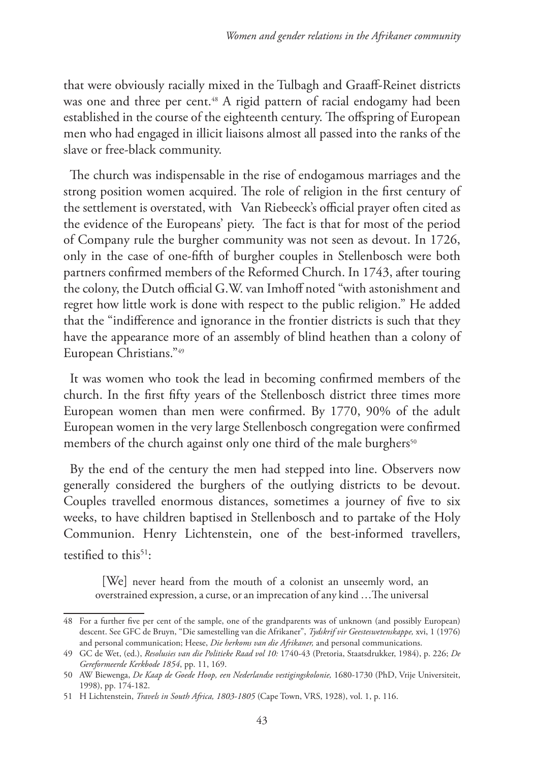that were obviously racially mixed in the Tulbagh and Graaff-Reinet districts was one and three per cent.[48] A rigid pattern of racial endogamy had been established in the course of the eighteenth century. The offspring of European men who had engaged in illicit liaisons almost all passed into the ranks of the slave or free-black community.

The church was indispensable in the rise of endogamous marriages and the strong position women acquired. The role of religion in the first century of the settlement is overstated, with Van Riebeeck's official prayer often cited as the evidence of the Europeans' piety. The fact is that for most of the period of Company rule the burgher community was not seen as devout. In 1726, only in the case of one-fifth of burgher couples in Stellenbosch were both partners confirmed members of the Reformed Church. In 1743, after touring the colony, the Dutch official G.W. van Imhoff noted "with astonishment and regret how little work is done with respect to the public religion." He added that the "indifference and ignorance in the frontier districts is such that they have the appearance more of an assembly of blind heathen than a colony of European Christians."[49]

It was women who took the lead in becoming confirmed members of the church. In the first fifty years of the Stellenbosch district three times more European women than men were confirmed. By 1770, 90% of the adult European women in the very large Stellenbosch congregation were confirmed members of the church against only one third of the male burghers[50]

By the end of the century the men had stepped into line. Observers now generally considered the burghers of the outlying districts to be devout. Couples travelled enormous distances, sometimes a journey of five to six weeks, to have children baptised in Stellenbosch and to partake of the Holy Communion. Henry Lichtenstein, one of the best-informed travellers, testified to this[51]:

> [We] never heard from the mouth of a colonist an unseemly word, an overstrained expression, a curse, or an imprecation of any kind …The universal

---

48 For a further five per cent of the sample, one of the grandparents was of unknown (and possibly European) descent. See GFC de Bruyn, "Die samestelling van die Afrikaner", *Tydskrif vir Geesteswetenskappe,* xvi, 1 (1976) and personal communication; Heese, *Die herkoms van die Afrikaner,* and personal communications.

49 GC de Wet, (ed.), *Resolusies van die Politieke Raad vol 10:* 1740-43 (Pretoria, Staatsdrukker, 1984), p. 226; *De Gereformeerde Kerkbode 1854*, pp. 11, 169.

50 AW Biewenga, *De Kaap de Goede Hoop, een Nederlandse vestigingskolonie,* 1680-1730 (PhD, Vrije Universiteit, 1998), pp. 174-182.

51 H Lichtenstein, *Travels in South Africa, 1803-1805* (Cape Town, VRS, 1928), vol. 1, p. 116.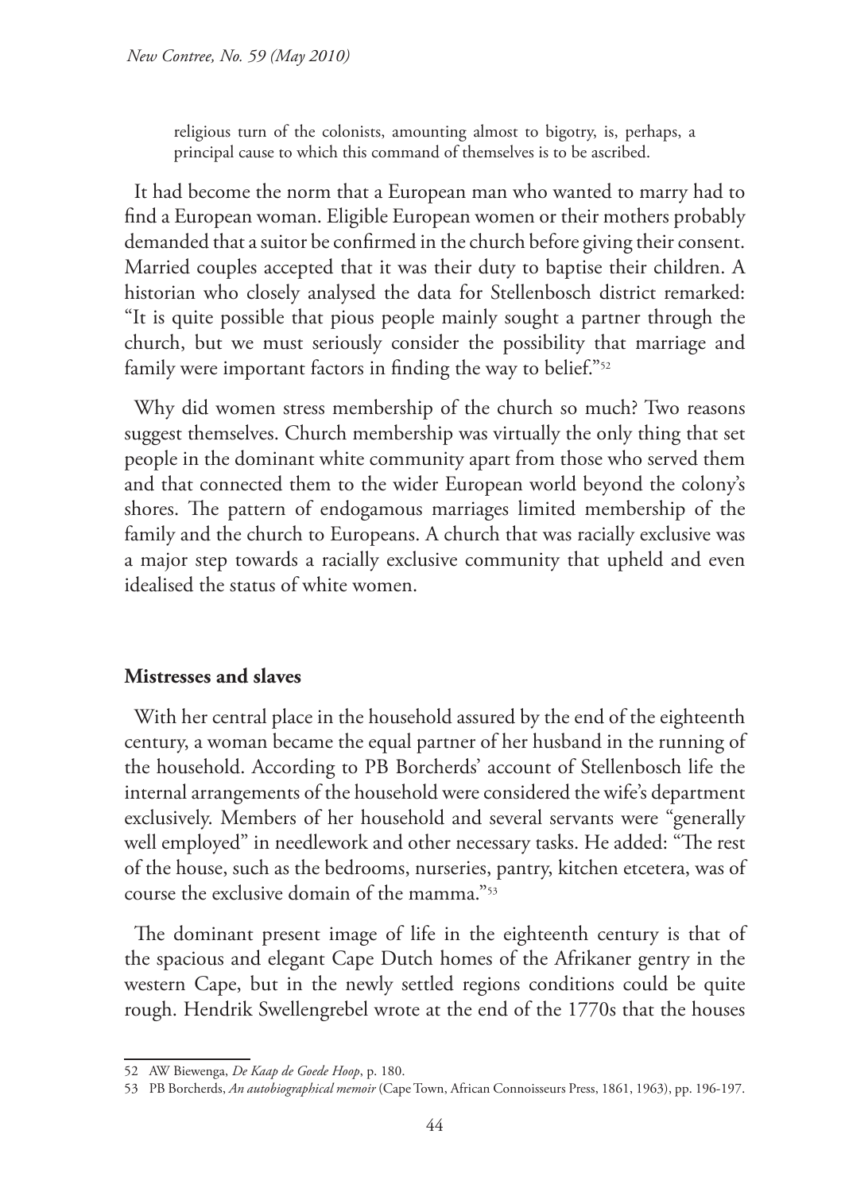religious turn of the colonists, amounting almost to bigotry, is, perhaps, a principal cause to which this command of themselves is to be ascribed.

It had become the norm that a European man who wanted to marry had to find a European woman. Eligible European women or their mothers probably demanded that a suitor be confirmed in the church before giving their consent. Married couples accepted that it was their duty to baptise their children. A historian who closely analysed the data for Stellenbosch district remarked: "It is quite possible that pious people mainly sought a partner through the church, but we must seriously consider the possibility that marriage and family were important factors in finding the way to belief."[52]

Why did women stress membership of the church so much? Two reasons suggest themselves. Church membership was virtually the only thing that set people in the dominant white community apart from those who served them and that connected them to the wider European world beyond the colony's shores. The pattern of endogamous marriages limited membership of the family and the church to Europeans. A church that was racially exclusive was a major step towards a racially exclusive community that upheld and even idealised the status of white women.

## Mistresses and slaves

With her central place in the household assured by the end of the eighteenth century, a woman became the equal partner of her husband in the running of the household. According to PB Borcherds' account of Stellenbosch life the internal arrangements of the household were considered the wife's department exclusively. Members of her household and several servants were "generally well employed" in needlework and other necessary tasks. He added: "The rest of the house, such as the bedrooms, nurseries, pantry, kitchen etcetera, was of course the exclusive domain of the mamma."[53]

The dominant present image of life in the eighteenth century is that of the spacious and elegant Cape Dutch homes of the Afrikaner gentry in the western Cape, but in the newly settled regions conditions could be quite rough. Hendrik Swellengrebel wrote at the end of the 1770s that the houses

---

52 AW Biewenga, *De Kaap de Goede Hoop*, p. 180.

53 PB Borcherds, *An autobiographical memoir* (Cape Town, African Connoisseurs Press, 1861, 1963), pp. 196-197.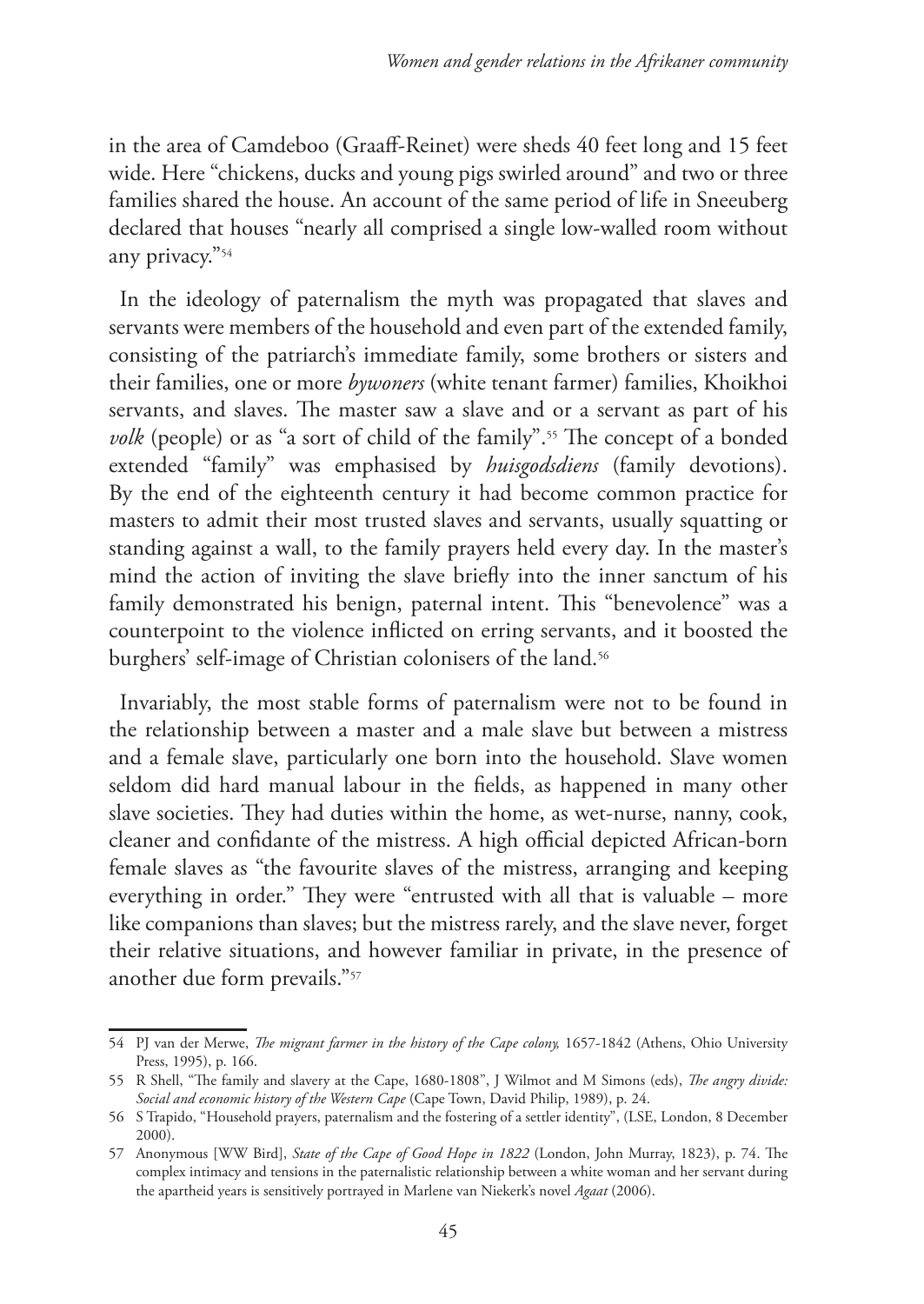in the area of Camdeboo (Graaff-Reinet) were sheds 40 feet long and 15 feet wide. Here "chickens, ducks and young pigs swirled around" and two or three families shared the house. An account of the same period of life in Sneeuberg declared that houses "nearly all comprised a single low-walled room without any privacy."[54]

In the ideology of paternalism the myth was propagated that slaves and servants were members of the household and even part of the extended family, consisting of the patriarch's immediate family, some brothers or sisters and their families, one or more *bywoners* (white tenant farmer) families, Khoikhoi servants, and slaves. The master saw a slave and or a servant as part of his *volk* (people) or as "a sort of child of the family".[55] The concept of a bonded extended "family" was emphasised by *huisgodsdiens* (family devotions). By the end of the eighteenth century it had become common practice for masters to admit their most trusted slaves and servants, usually squatting or standing against a wall, to the family prayers held every day. In the master's mind the action of inviting the slave briefly into the inner sanctum of his family demonstrated his benign, paternal intent. This "benevolence" was a counterpoint to the violence inflicted on erring servants, and it boosted the burghers' self-image of Christian colonisers of the land.[56]

Invariably, the most stable forms of paternalism were not to be found in the relationship between a master and a male slave but between a mistress and a female slave, particularly one born into the household. Slave women seldom did hard manual labour in the fields, as happened in many other slave societies. They had duties within the home, as wet-nurse, nanny, cook, cleaner and confidante of the mistress. A high official depicted African-born female slaves as "the favourite slaves of the mistress, arranging and keeping everything in order." They were "entrusted with all that is valuable – more like companions than slaves; but the mistress rarely, and the slave never, forget their relative situations, and however familiar in private, in the presence of another due form prevails."[57]

---

54 PJ van der Merwe, *The migrant farmer in the history of the Cape colony,* 1657-1842 (Athens, Ohio University Press, 1995), p. 166.

55 R Shell, "The family and slavery at the Cape, 1680-1808", J Wilmot and M Simons (eds), *The angry divide: Social and economic history of the Western Cape* (Cape Town, David Philip, 1989), p. 24.

56 S Trapido, "Household prayers, paternalism and the fostering of a settler identity", (LSE, London, 8 December 2000).

57 Anonymous [WW Bird], *State of the Cape of Good Hope in 1822* (London, John Murray, 1823), p. 74. The complex intimacy and tensions in the paternalistic relationship between a white woman and her servant during the apartheid years is sensitively portrayed in Marlene van Niekerk's novel *Agaat* (2006).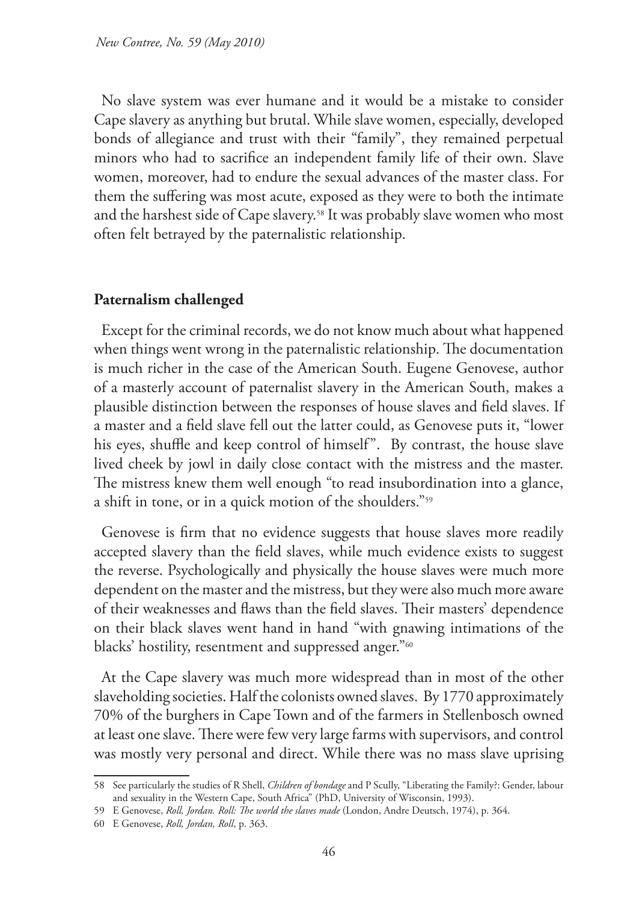No slave system was ever humane and it would be a mistake to consider Cape slavery as anything but brutal. While slave women, especially, developed bonds of allegiance and trust with their "family", they remained perpetual minors who had to sacrifice an independent family life of their own. Slave women, moreover, had to endure the sexual advances of the master class. For them the suffering was most acute, exposed as they were to both the intimate and the harshest side of Cape slavery.[58] It was probably slave women who most often felt betrayed by the paternalistic relationship.

## Paternalism challenged

Except for the criminal records, we do not know much about what happened when things went wrong in the paternalistic relationship. The documentation is much richer in the case of the American South. Eugene Genovese, author of a masterly account of paternalist slavery in the American South, makes a plausible distinction between the responses of house slaves and field slaves. If a master and a field slave fell out the latter could, as Genovese puts it, "lower his eyes, shuffle and keep control of himself". By contrast, the house slave lived cheek by jowl in daily close contact with the mistress and the master. The mistress knew them well enough "to read insubordination into a glance, a shift in tone, or in a quick motion of the shoulders."[59]

Genovese is firm that no evidence suggests that house slaves more readily accepted slavery than the field slaves, while much evidence exists to suggest the reverse. Psychologically and physically the house slaves were much more dependent on the master and the mistress, but they were also much more aware of their weaknesses and flaws than the field slaves. Their masters' dependence on their black slaves went hand in hand "with gnawing intimations of the blacks' hostility, resentment and suppressed anger."[60]

At the Cape slavery was much more widespread than in most of the other slaveholding societies. Half the colonists owned slaves. By 1770 approximately 70% of the burghers in Cape Town and of the farmers in Stellenbosch owned at least one slave. There were few very large farms with supervisors, and control was mostly very personal and direct. While there was no mass slave uprising

---

58 See particularly the studies of R Shell, *Children of bondage* and P Scully, "Liberating the Family?: Gender, labour and sexuality in the Western Cape, South Africa" (PhD, University of Wisconsin, 1993).

59 E Genovese, *Roll, Jordan. Roll: The world the slaves made* (London, Andre Deutsch, 1974), p. 364.

60 E Genovese, *Roll, Jordan, Roll*, p. 363.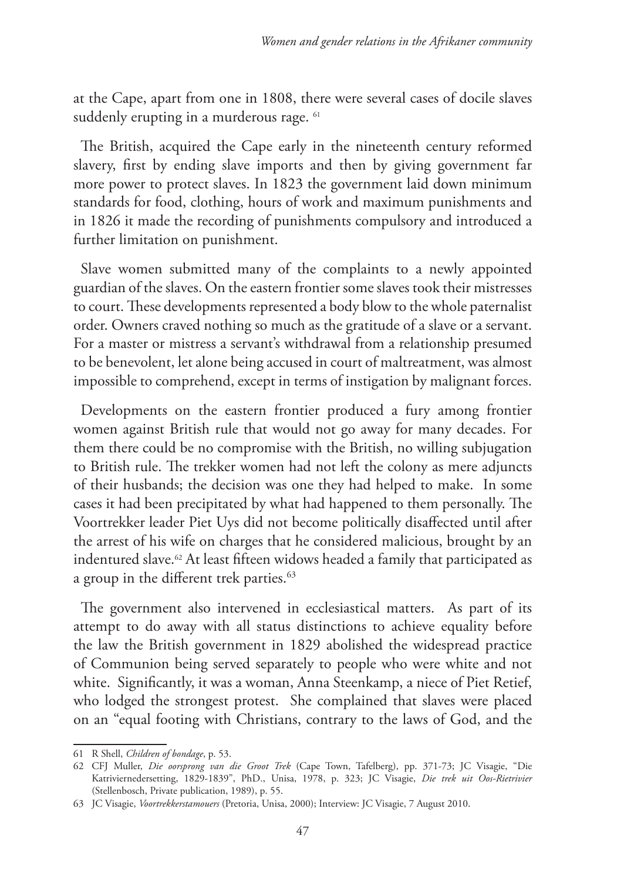at the Cape, apart from one in 1808, there were several cases of docile slaves suddenly erupting in a murderous rage. [61]

The British, acquired the Cape early in the nineteenth century reformed slavery, first by ending slave imports and then by giving government far more power to protect slaves. In 1823 the government laid down minimum standards for food, clothing, hours of work and maximum punishments and in 1826 it made the recording of punishments compulsory and introduced a further limitation on punishment.

Slave women submitted many of the complaints to a newly appointed guardian of the slaves. On the eastern frontier some slaves took their mistresses to court. These developments represented a body blow to the whole paternalist order. Owners craved nothing so much as the gratitude of a slave or a servant. For a master or mistress a servant's withdrawal from a relationship presumed to be benevolent, let alone being accused in court of maltreatment, was almost impossible to comprehend, except in terms of instigation by malignant forces.

Developments on the eastern frontier produced a fury among frontier women against British rule that would not go away for many decades. For them there could be no compromise with the British, no willing subjugation to British rule. The trekker women had not left the colony as mere adjuncts of their husbands; the decision was one they had helped to make. In some cases it had been precipitated by what had happened to them personally. The Voortrekker leader Piet Uys did not become politically disaffected until after the arrest of his wife on charges that he considered malicious, brought by an indentured slave.[62] At least fifteen widows headed a family that participated as a group in the different trek parties.[63]

The government also intervened in ecclesiastical matters. As part of its attempt to do away with all status distinctions to achieve equality before the law the British government in 1829 abolished the widespread practice of Communion being served separately to people who were white and not white. Significantly, it was a woman, Anna Steenkamp, a niece of Piet Retief, who lodged the strongest protest. She complained that slaves were placed on an "equal footing with Christians, contrary to the laws of God, and the

---

61 R Shell, *Children of bondage*, p. 53.

62 CFJ Muller, *Die oorsprong van die Groot Trek* (Cape Town, Tafelberg), pp. 371-73; JC Visagie, "Die Katriviernedersetting, 1829-1839", PhD., Unisa, 1978, p. 323; JC Visagie, *Die trek uit Oos-Rietrivier* (Stellenbosch, Private publication, 1989), p. 55.

63 JC Visagie, *Voortrekkerstamouers* (Pretoria, Unisa, 2000); Interview: JC Visagie, 7 August 2010.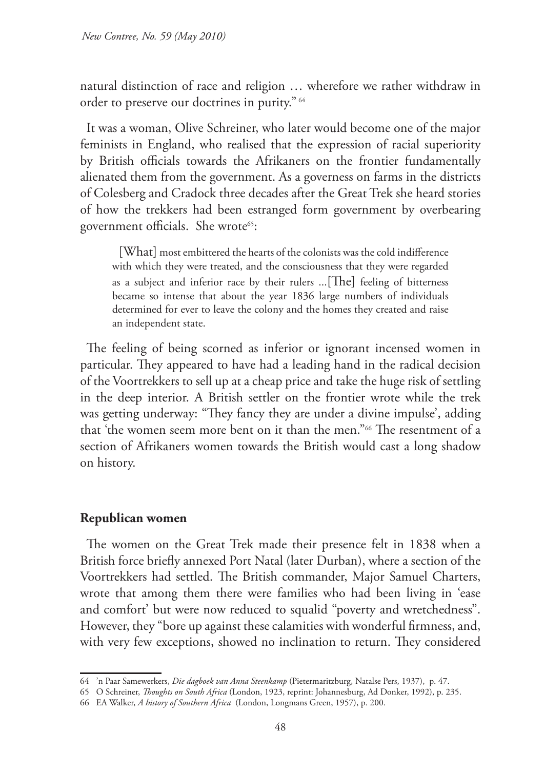natural distinction of race and religion … wherefore we rather withdraw in order to preserve our doctrines in purity."[64]

It was a woman, Olive Schreiner, who later would become one of the major feminists in England, who realised that the expression of racial superiority by British officials towards the Afrikaners on the frontier fundamentally alienated them from the government. As a governess on farms in the districts of Colesberg and Cradock three decades after the Great Trek she heard stories of how the trekkers had been estranged form government by overbearing government officials. She wrote[65]:

> [What] most embittered the hearts of the colonists was the cold indifference with which they were treated, and the consciousness that they were regarded as a subject and inferior race by their rulers ...[The] feeling of bitterness became so intense that about the year 1836 large numbers of individuals determined for ever to leave the colony and the homes they created and raise an independent state.

The feeling of being scorned as inferior or ignorant incensed women in particular. They appeared to have had a leading hand in the radical decision of the Voortrekkers to sell up at a cheap price and take the huge risk of settling in the deep interior. A British settler on the frontier wrote while the trek was getting underway: "They fancy they are under a divine impulse', adding that 'the women seem more bent on it than the men."[66] The resentment of a section of Afrikaners women towards the British would cast a long shadow on history.

**Republican women**

The women on the Great Trek made their presence felt in 1838 when a British force briefly annexed Port Natal (later Durban), where a section of the Voortrekkers had settled. The British commander, Major Samuel Charters, wrote that among them there were families who had been living in 'ease and comfort' but were now reduced to squalid "poverty and wretchedness". However, they "bore up against these calamities with wonderful firmness, and, with very few exceptions, showed no inclination to return. They considered

---

64 'n Paar Samewerkers, *Die dagboek van Anna Steenkamp* (Pietermaritzburg, Natalse Pers, 1937), p. 47.

65 O Schreiner, *Thoughts on South Africa* (London, 1923, reprint: Johannesburg, Ad Donker, 1992), p. 235.

66 EA Walker, *A history of Southern Africa* (London, Longmans Green, 1957), p. 200.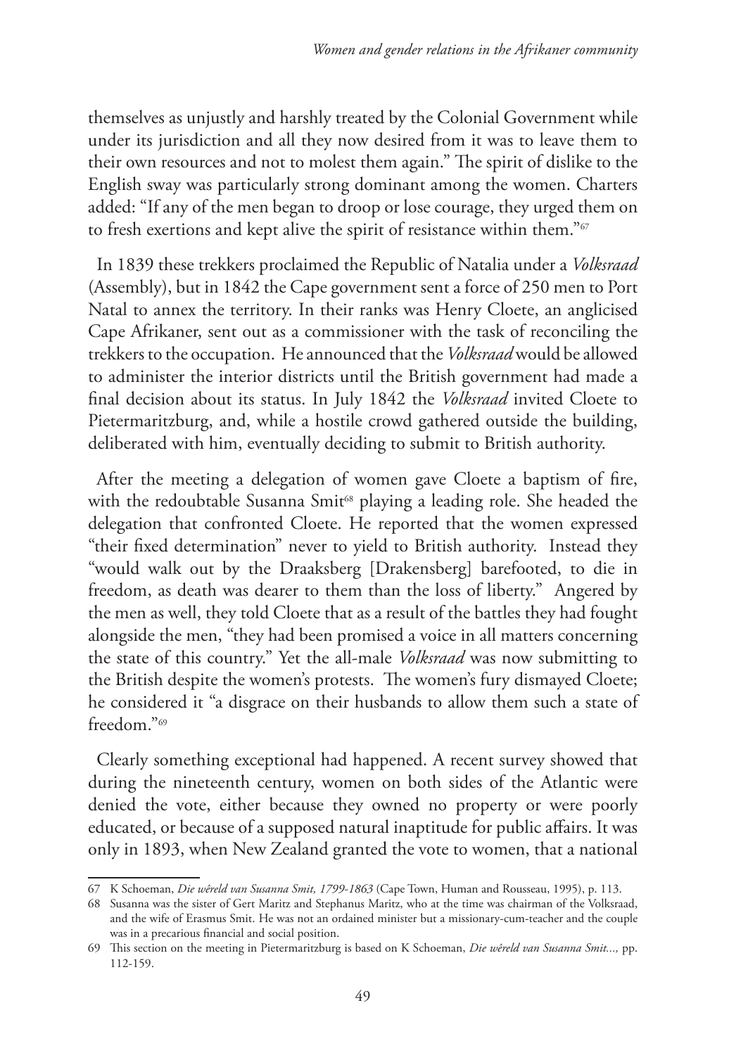themselves as unjustly and harshly treated by the Colonial Government while under its jurisdiction and all they now desired from it was to leave them to their own resources and not to molest them again." The spirit of dislike to the English sway was particularly strong dominant among the women. Charters added: "If any of the men began to droop or lose courage, they urged them on to fresh exertions and kept alive the spirit of resistance within them."[67]

In 1839 these trekkers proclaimed the Republic of Natalia under a *Volksraad* (Assembly), but in 1842 the Cape government sent a force of 250 men to Port Natal to annex the territory. In their ranks was Henry Cloete, an anglicised Cape Afrikaner, sent out as a commissioner with the task of reconciling the trekkers to the occupation. He announced that the *Volksraad* would be allowed to administer the interior districts until the British government had made a final decision about its status. In July 1842 the *Volksraad* invited Cloete to Pietermaritzburg, and, while a hostile crowd gathered outside the building, deliberated with him, eventually deciding to submit to British authority.

After the meeting a delegation of women gave Cloete a baptism of fire, with the redoubtable Susanna Smit[68] playing a leading role. She headed the delegation that confronted Cloete. He reported that the women expressed "their fixed determination" never to yield to British authority. Instead they "would walk out by the Draaksberg [Drakensberg] barefooted, to die in freedom, as death was dearer to them than the loss of liberty." Angered by the men as well, they told Cloete that as a result of the battles they had fought alongside the men, "they had been promised a voice in all matters concerning the state of this country." Yet the all-male *Volksraad* was now submitting to the British despite the women's protests. The women's fury dismayed Cloete; he considered it "a disgrace on their husbands to allow them such a state of freedom."[69]

Clearly something exceptional had happened. A recent survey showed that during the nineteenth century, women on both sides of the Atlantic were denied the vote, either because they owned no property or were poorly educated, or because of a supposed natural inaptitude for public affairs. It was only in 1893, when New Zealand granted the vote to women, that a national

---

67 K Schoeman, *Die wêreld van Susanna Smit, 1799-1863* (Cape Town, Human and Rousseau, 1995), p. 113.

68 Susanna was the sister of Gert Maritz and Stephanus Maritz, who at the time was chairman of the Volksraad, and the wife of Erasmus Smit. He was not an ordained minister but a missionary-cum-teacher and the couple was in a precarious financial and social position.

69 This section on the meeting in Pietermaritzburg is based on K Schoeman, *Die wêreld van Susanna Smit...,* pp. 112-159.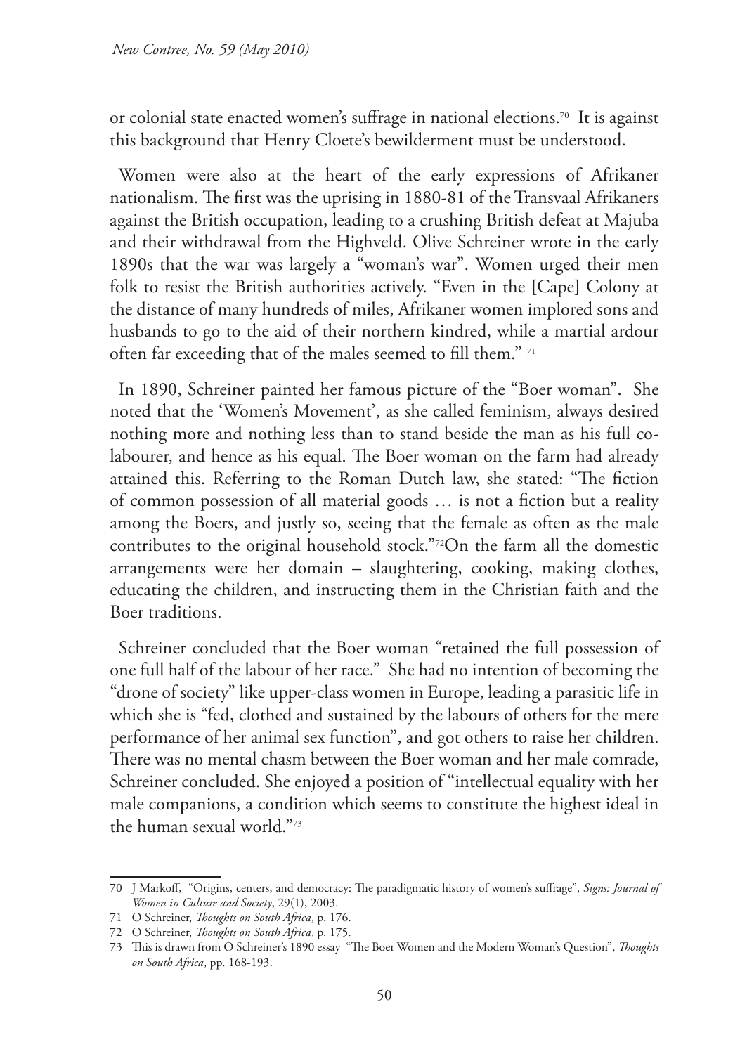or colonial state enacted women's suffrage in national elections.[70] It is against this background that Henry Cloete's bewilderment must be understood.

Women were also at the heart of the early expressions of Afrikaner nationalism. The first was the uprising in 1880-81 of the Transvaal Afrikaners against the British occupation, leading to a crushing British defeat at Majuba and their withdrawal from the Highveld. Olive Schreiner wrote in the early 1890s that the war was largely a "woman's war". Women urged their men folk to resist the British authorities actively. "Even in the [Cape] Colony at the distance of many hundreds of miles, Afrikaner women implored sons and husbands to go to the aid of their northern kindred, while a martial ardour often far exceeding that of the males seemed to fill them." [71]

In 1890, Schreiner painted her famous picture of the "Boer woman". She noted that the 'Women's Movement', as she called feminism, always desired nothing more and nothing less than to stand beside the man as his full co-labourer, and hence as his equal. The Boer woman on the farm had already attained this. Referring to the Roman Dutch law, she stated: "The fiction of common possession of all material goods … is not a fiction but a reality among the Boers, and justly so, seeing that the female as often as the male contributes to the original household stock."[72]On the farm all the domestic arrangements were her domain – slaughtering, cooking, making clothes, educating the children, and instructing them in the Christian faith and the Boer traditions.

Schreiner concluded that the Boer woman "retained the full possession of one full half of the labour of her race." She had no intention of becoming the "drone of society" like upper-class women in Europe, leading a parasitic life in which she is "fed, clothed and sustained by the labours of others for the mere performance of her animal sex function", and got others to raise her children. There was no mental chasm between the Boer woman and her male comrade, Schreiner concluded. She enjoyed a position of "intellectual equality with her male companions, a condition which seems to constitute the highest ideal in the human sexual world."[73]

---

70 J Markoff, "Origins, centers, and democracy: The paradigmatic history of women's suffrage", *Signs: Journal of Women in Culture and Society*, 29(1), 2003.

71 O Schreiner, *Thoughts on South Africa*, p. 176.

72 O Schreiner, *Thoughts on South Africa*, p. 175.

73 This is drawn from O Schreiner's 1890 essay "The Boer Women and the Modern Woman's Question", *Thoughts on South Africa*, pp. 168-193.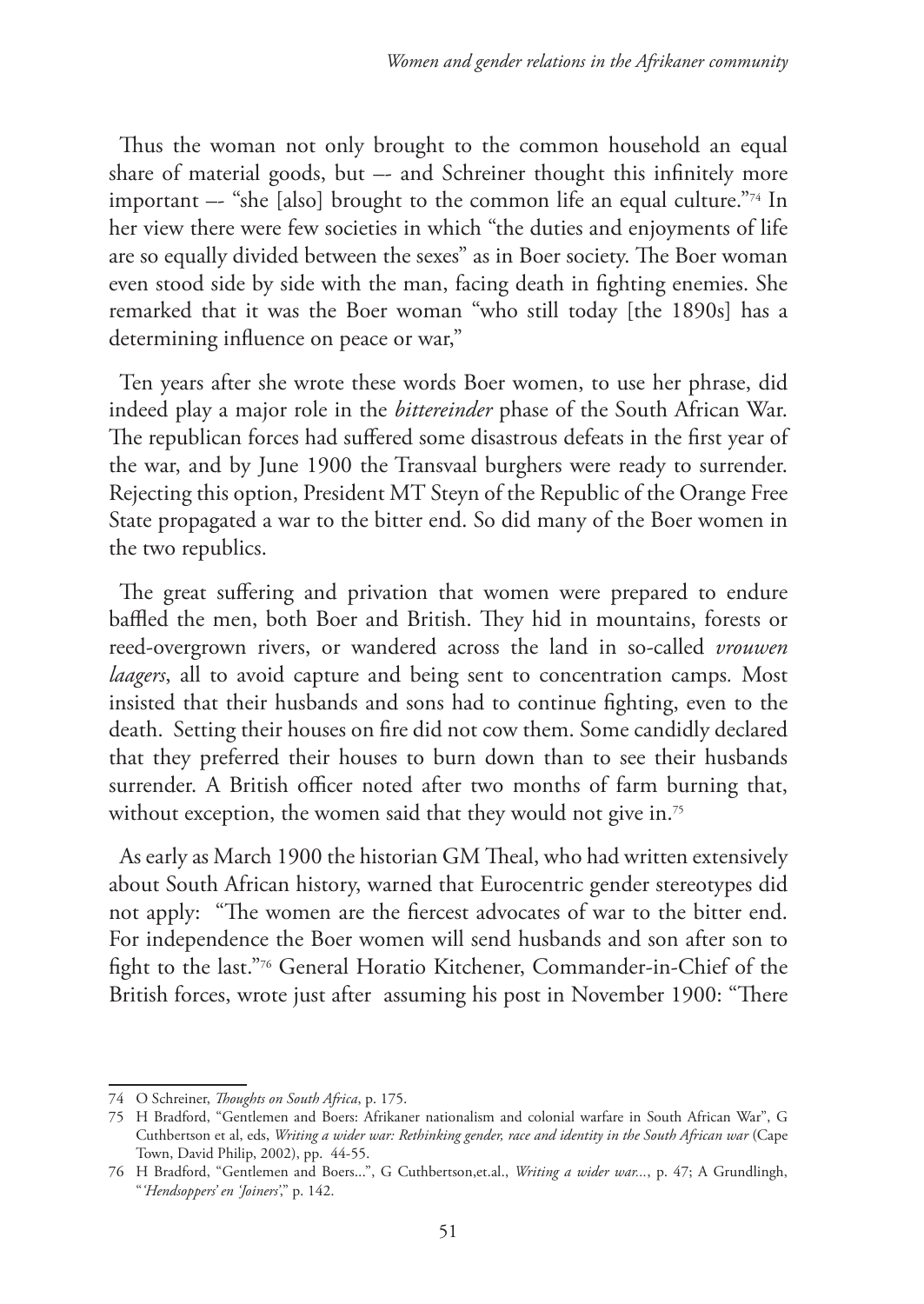Thus the woman not only brought to the common household an equal share of material goods, but –- and Schreiner thought this infinitely more important –- "she [also] brought to the common life an equal culture."[74] In her view there were few societies in which "the duties and enjoyments of life are so equally divided between the sexes" as in Boer society. The Boer woman even stood side by side with the man, facing death in fighting enemies. She remarked that it was the Boer woman "who still today [the 1890s] has a determining influence on peace or war,"

Ten years after she wrote these words Boer women, to use her phrase, did indeed play a major role in the *bittereinder* phase of the South African War. The republican forces had suffered some disastrous defeats in the first year of the war, and by June 1900 the Transvaal burghers were ready to surrender. Rejecting this option, President MT Steyn of the Republic of the Orange Free State propagated a war to the bitter end. So did many of the Boer women in the two republics.

The great suffering and privation that women were prepared to endure baffled the men, both Boer and British. They hid in mountains, forests or reed-overgrown rivers, or wandered across the land in so-called *vrouwen laagers*, all to avoid capture and being sent to concentration camps. Most insisted that their husbands and sons had to continue fighting, even to the death. Setting their houses on fire did not cow them. Some candidly declared that they preferred their houses to burn down than to see their husbands surrender. A British officer noted after two months of farm burning that, without exception, the women said that they would not give in.[75]

As early as March 1900 the historian GM Theal, who had written extensively about South African history, warned that Eurocentric gender stereotypes did not apply: "The women are the fiercest advocates of war to the bitter end. For independence the Boer women will send husbands and son after son to fight to the last."[76] General Horatio Kitchener, Commander-in-Chief of the British forces, wrote just after assuming his post in November 1900: "There

---

74 O Schreiner, *Thoughts on South Africa*, p. 175.

75 H Bradford, "Gentlemen and Boers: Afrikaner nationalism and colonial warfare in South African War", G Cuthbertson et al, eds, *Writing a wider war: Rethinking gender, race and identity in the South African war* (Cape Town, David Philip, 2002), pp. 44-55.

76 H Bradford, "Gentlemen and Boers...", G Cuthbertson,et.al., *Writing a wider war...*, p. 47; A Grundlingh, "*'Hendsoppers' en 'Joiners'*," p. 142.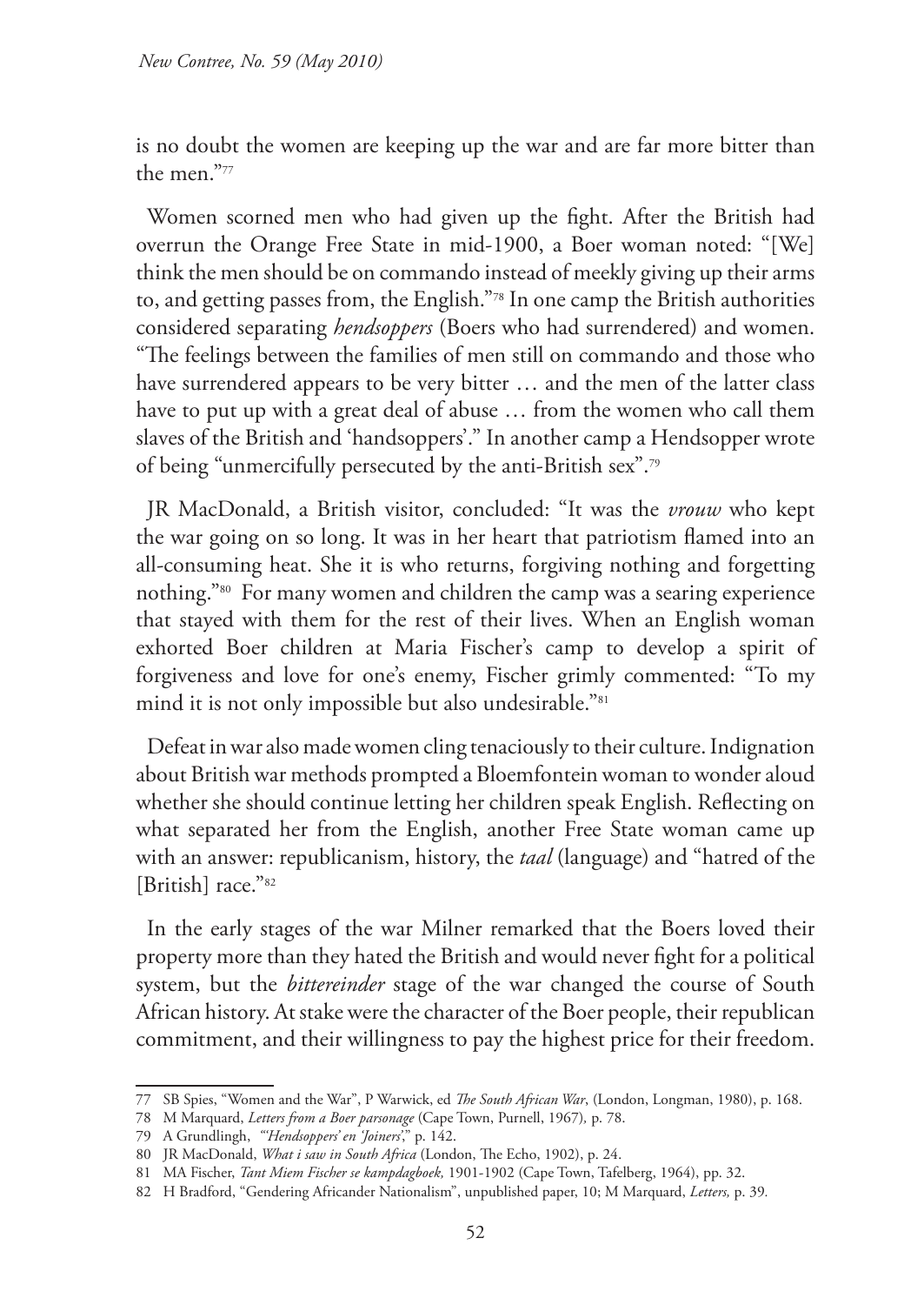is no doubt the women are keeping up the war and are far more bitter than the men."[77]

Women scorned men who had given up the fight. After the British had overrun the Orange Free State in mid-1900, a Boer woman noted: "[We] think the men should be on commando instead of meekly giving up their arms to, and getting passes from, the English."[78] In one camp the British authorities considered separating *hendsoppers* (Boers who had surrendered) and women. "The feelings between the families of men still on commando and those who have surrendered appears to be very bitter … and the men of the latter class have to put up with a great deal of abuse … from the women who call them slaves of the British and 'handsoppers'." In another camp a Hendsopper wrote of being "unmercifully persecuted by the anti-British sex".[79]

JR MacDonald, a British visitor, concluded: "It was the *vrouw* who kept the war going on so long. It was in her heart that patriotism flamed into an all-consuming heat. She it is who returns, forgiving nothing and forgetting nothing."[80] For many women and children the camp was a searing experience that stayed with them for the rest of their lives. When an English woman exhorted Boer children at Maria Fischer's camp to develop a spirit of forgiveness and love for one's enemy, Fischer grimly commented: "To my mind it is not only impossible but also undesirable."[81]

Defeat in war also made women cling tenaciously to their culture. Indignation about British war methods prompted a Bloemfontein woman to wonder aloud whether she should continue letting her children speak English. Reflecting on what separated her from the English, another Free State woman came up with an answer: republicanism, history, the *taal* (language) and "hatred of the [British] race."[82]

In the early stages of the war Milner remarked that the Boers loved their property more than they hated the British and would never fight for a political system, but the *bittereinder* stage of the war changed the course of South African history. At stake were the character of the Boer people, their republican commitment, and their willingness to pay the highest price for their freedom.

---

77 SB Spies, "Women and the War", P Warwick, ed *The South African War*, (London, Longman, 1980), p. 168.

78 M Marquard, *Letters from a Boer parsonage* (Cape Town, Purnell, 1967), p. 78.

79 A Grundlingh, *"'Hendsoppers' en 'Joiners'*," p. 142.

80 JR MacDonald, *What i saw in South Africa* (London, The Echo, 1902), p. 24.

81 MA Fischer, *Tant Miem Fischer se kampdagboek,* 1901-1902 (Cape Town, Tafelberg, 1964), pp. 32.

82 H Bradford, "Gendering Africander Nationalism", unpublished paper, 10; M Marquard, *Letters,* p. 39.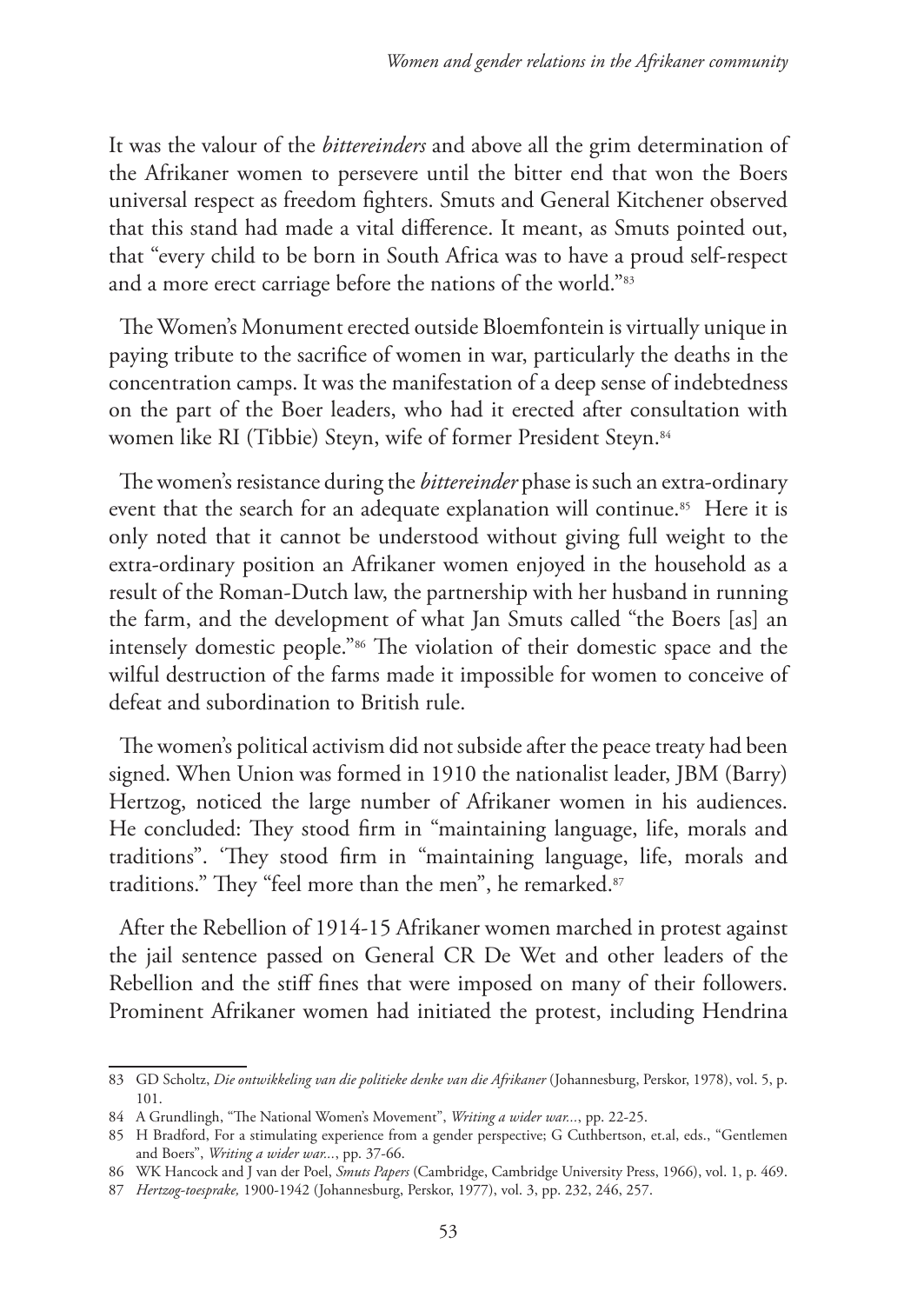It was the valour of the *bittereinders* and above all the grim determination of the Afrikaner women to persevere until the bitter end that won the Boers universal respect as freedom fighters. Smuts and General Kitchener observed that this stand had made a vital difference. It meant, as Smuts pointed out, that "every child to be born in South Africa was to have a proud self-respect and a more erect carriage before the nations of the world."[83]

The Women's Monument erected outside Bloemfontein is virtually unique in paying tribute to the sacrifice of women in war, particularly the deaths in the concentration camps. It was the manifestation of a deep sense of indebtedness on the part of the Boer leaders, who had it erected after consultation with women like RI (Tibbie) Steyn, wife of former President Steyn.[84]

The women's resistance during the *bittereinder* phase is such an extra-ordinary event that the search for an adequate explanation will continue.[85] Here it is only noted that it cannot be understood without giving full weight to the extra-ordinary position an Afrikaner women enjoyed in the household as a result of the Roman-Dutch law, the partnership with her husband in running the farm, and the development of what Jan Smuts called "the Boers [as] an intensely domestic people."[86] The violation of their domestic space and the wilful destruction of the farms made it impossible for women to conceive of defeat and subordination to British rule.

The women's political activism did not subside after the peace treaty had been signed. When Union was formed in 1910 the nationalist leader, JBM (Barry) Hertzog, noticed the large number of Afrikaner women in his audiences. He concluded: They stood firm in "maintaining language, life, morals and traditions". 'They stood firm in "maintaining language, life, morals and traditions." They "feel more than the men", he remarked.[87]

After the Rebellion of 1914-15 Afrikaner women marched in protest against the jail sentence passed on General CR De Wet and other leaders of the Rebellion and the stiff fines that were imposed on many of their followers. Prominent Afrikaner women had initiated the protest, including Hendrina

---

83 GD Scholtz, *Die ontwikkeling van die politieke denke van die Afrikaner* (Johannesburg, Perskor, 1978), vol. 5, p. 101.

84 A Grundlingh, "The National Women's Movement", *Writing a wider war...*, pp. 22-25.

85 H Bradford, For a stimulating experience from a gender perspective; G Cuthbertson, et.al, eds., "Gentlemen and Boers", *Writing a wider war...*, pp. 37-66.

86 WK Hancock and J van der Poel, *Smuts Papers* (Cambridge, Cambridge University Press, 1966), vol. 1, p. 469.

87 *Hertzog-toesprake,* 1900-1942 (Johannesburg, Perskor, 1977), vol. 3, pp. 232, 246, 257.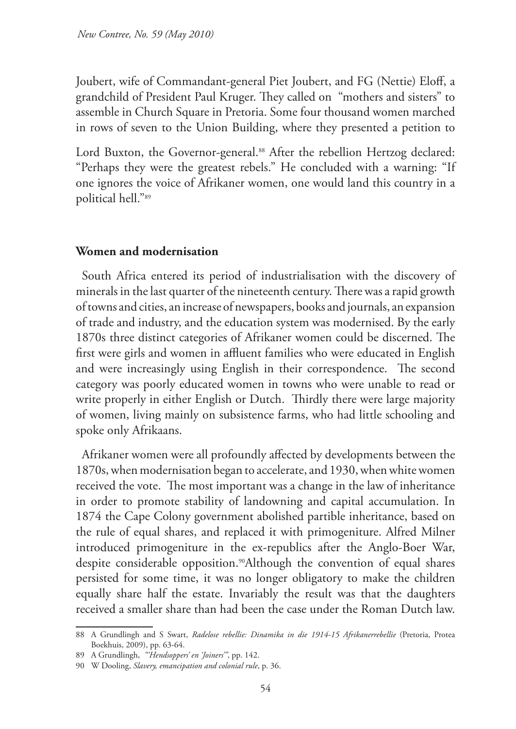Joubert, wife of Commandant-general Piet Joubert, and FG (Nettie) Eloff, a grandchild of President Paul Kruger. They called on "mothers and sisters" to assemble in Church Square in Pretoria. Some four thousand women marched in rows of seven to the Union Building, where they presented a petition to

Lord Buxton, the Governor-general.[88] After the rebellion Hertzog declared: "Perhaps they were the greatest rebels." He concluded with a warning: "If one ignores the voice of Afrikaner women, one would land this country in a political hell."[89]

## Women and modernisation

South Africa entered its period of industrialisation with the discovery of minerals in the last quarter of the nineteenth century. There was a rapid growth of towns and cities, an increase of newspapers, books and journals, an expansion of trade and industry, and the education system was modernised. By the early 1870s three distinct categories of Afrikaner women could be discerned. The first were girls and women in affluent families who were educated in English and were increasingly using English in their correspondence. The second category was poorly educated women in towns who were unable to read or write properly in either English or Dutch. Thirdly there were large majority of women, living mainly on subsistence farms, who had little schooling and spoke only Afrikaans.

Afrikaner women were all profoundly affected by developments between the 1870s, when modernisation began to accelerate, and 1930, when white women received the vote. The most important was a change in the law of inheritance in order to promote stability of landowning and capital accumulation. In 1874 the Cape Colony government abolished partible inheritance, based on the rule of equal shares, and replaced it with primogeniture. Alfred Milner introduced primogeniture in the ex-republics after the Anglo-Boer War, despite considerable opposition.[90]Although the convention of equal shares persisted for some time, it was no longer obligatory to make the children equally share half the estate. Invariably the result was that the daughters received a smaller share than had been the case under the Roman Dutch law.

---

88 A Grundlingh and S Swart, *Radelose rebellie: Dinamika in die 1914-15 Afrikanerrebellie* (Pretoria, Protea Boekhuis, 2009), pp. 63-64.

89 A Grundlingh, *"'Hendsoppers' en 'Joiners'"*, pp. 142.

90 W Dooling, *Slavery, emancipation and colonial rule*, p. 36.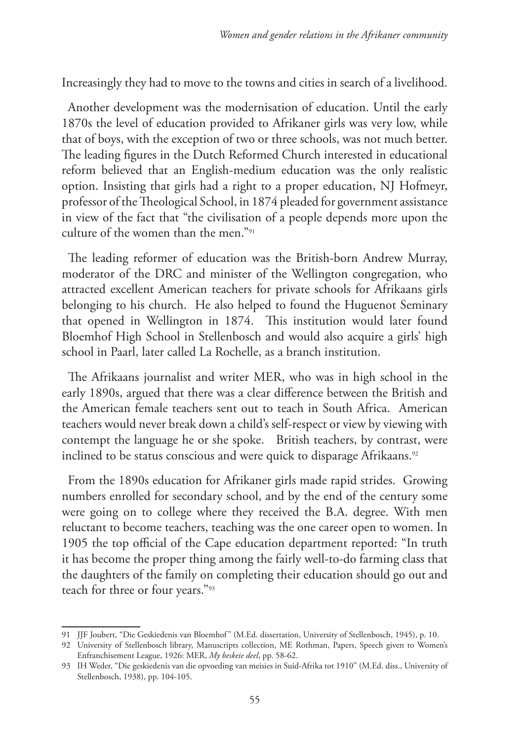Increasingly they had to move to the towns and cities in search of a livelihood.

Another development was the modernisation of education. Until the early 1870s the level of education provided to Afrikaner girls was very low, while that of boys, with the exception of two or three schools, was not much better. The leading figures in the Dutch Reformed Church interested in educational reform believed that an English-medium education was the only realistic option. Insisting that girls had a right to a proper education, NJ Hofmeyr, professor of the Theological School, in 1874 pleaded for government assistance in view of the fact that "the civilisation of a people depends more upon the culture of the women than the men."[91]

The leading reformer of education was the British-born Andrew Murray, moderator of the DRC and minister of the Wellington congregation, who attracted excellent American teachers for private schools for Afrikaans girls belonging to his church. He also helped to found the Huguenot Seminary that opened in Wellington in 1874. This institution would later found Bloemhof High School in Stellenbosch and would also acquire a girls' high school in Paarl, later called La Rochelle, as a branch institution.

The Afrikaans journalist and writer MER, who was in high school in the early 1890s, argued that there was a clear difference between the British and the American female teachers sent out to teach in South Africa. American teachers would never break down a child's self-respect or view by viewing with contempt the language he or she spoke. British teachers, by contrast, were inclined to be status conscious and were quick to disparage Afrikaans.[92]

From the 1890s education for Afrikaner girls made rapid strides. Growing numbers enrolled for secondary school, and by the end of the century some were going on to college where they received the B.A. degree. With men reluctant to become teachers, teaching was the one career open to women. In 1905 the top official of the Cape education department reported: "In truth it has become the proper thing among the fairly well-to-do farming class that the daughters of the family on completing their education should go out and teach for three or four years."[93]

---

91 JJF Joubert, "Die Geskiedenis van Bloemhof" (M.Ed. dissertation, University of Stellenbosch, 1945), p. 10.

92 University of Stellenbosch library, Manuscripts collection, ME Rothman, Papers, Speech given to Women's Enfranchisement League, 1926: MER, *My beskeie deel*, pp. 58-62.

93 IH Weder, "Die geskiedenis van die opvoeding van meisies in Suid-Afrika tot 1910" (M.Ed. diss., University of Stellenbosch, 1938), pp. 104-105.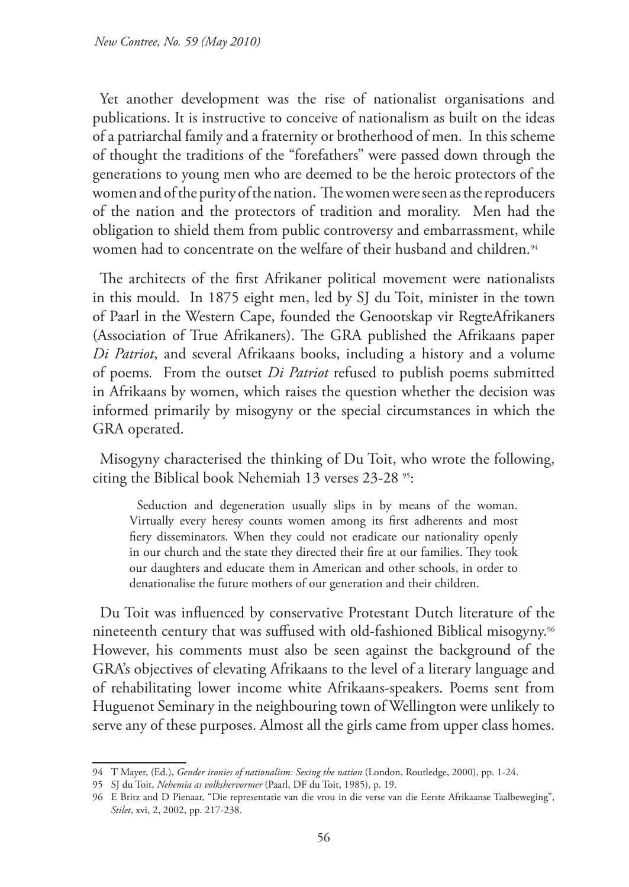Yet another development was the rise of nationalist organisations and publications. It is instructive to conceive of nationalism as built on the ideas of a patriarchal family and a fraternity or brotherhood of men. In this scheme of thought the traditions of the "forefathers" were passed down through the generations to young men who are deemed to be the heroic protectors of the women and of the purity of the nation. The women were seen as the reproducers of the nation and the protectors of tradition and morality. Men had the obligation to shield them from public controversy and embarrassment, while women had to concentrate on the welfare of their husband and children.[94]

The architects of the first Afrikaner political movement were nationalists in this mould. In 1875 eight men, led by SJ du Toit, minister in the town of Paarl in the Western Cape, founded the Genootskap vir RegteAfrikaners (Association of True Afrikaners). The GRA published the Afrikaans paper *Di Patriot*, and several Afrikaans books, including a history and a volume of poems. From the outset *Di Patriot* refused to publish poems submitted in Afrikaans by women, which raises the question whether the decision was informed primarily by misogyny or the special circumstances in which the GRA operated.

Misogyny characterised the thinking of Du Toit, who wrote the following, citing the Biblical book Nehemiah 13 verses 23-28 [95]:

> Seduction and degeneration usually slips in by means of the woman. Virtually every heresy counts women among its first adherents and most fiery disseminators. When they could not eradicate our nationality openly in our church and the state they directed their fire at our families. They took our daughters and educate them in American and other schools, in order to denationalise the future mothers of our generation and their children.

Du Toit was influenced by conservative Protestant Dutch literature of the nineteenth century that was suffused with old-fashioned Biblical misogyny.[96] However, his comments must also be seen against the background of the GRA's objectives of elevating Afrikaans to the level of a literary language and of rehabilitating lower income white Afrikaans-speakers. Poems sent from Huguenot Seminary in the neighbouring town of Wellington were unlikely to serve any of these purposes. Almost all the girls came from upper class homes.

---

94 T Mayer, (Ed.), *Gender ironies of nationalism: Sexing the nation* (London, Routledge, 2000), pp. 1-24.

95 SJ du Toit, *Nehemia as volkshervormer* (Paarl, DF du Toit, 1985), p. 19.

96 E Britz and D Pienaar, "Die representatie van die vrou in die verse van die Eerste Afrikaanse Taalbeweging", *Stilet*, xvi, 2, 2002, pp. 217-238.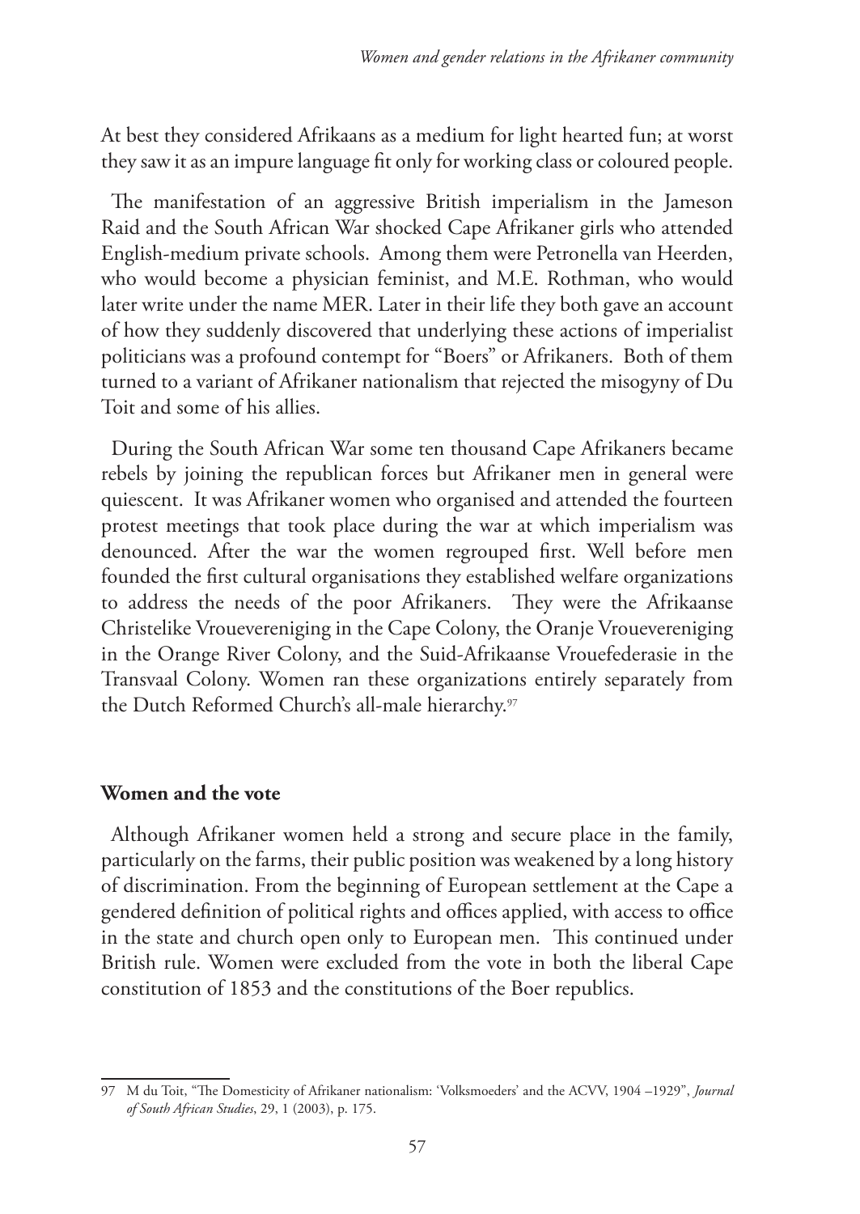At best they considered Afrikaans as a medium for light hearted fun; at worst they saw it as an impure language fit only for working class or coloured people.

The manifestation of an aggressive British imperialism in the Jameson Raid and the South African War shocked Cape Afrikaner girls who attended English-medium private schools. Among them were Petronella van Heerden, who would become a physician feminist, and M.E. Rothman, who would later write under the name MER. Later in their life they both gave an account of how they suddenly discovered that underlying these actions of imperialist politicians was a profound contempt for "Boers" or Afrikaners. Both of them turned to a variant of Afrikaner nationalism that rejected the misogyny of Du Toit and some of his allies.

During the South African War some ten thousand Cape Afrikaners became rebels by joining the republican forces but Afrikaner men in general were quiescent. It was Afrikaner women who organised and attended the fourteen protest meetings that took place during the war at which imperialism was denounced. After the war the women regrouped first. Well before men founded the first cultural organisations they established welfare organizations to address the needs of the poor Afrikaners. They were the Afrikaanse Christelike Vrouevereniging in the Cape Colony, the Oranje Vrouevereniging in the Orange River Colony, and the Suid-Afrikaanse Vrouefederasie in the Transvaal Colony. Women ran these organizations entirely separately from the Dutch Reformed Church's all-male hierarchy.[97]

## Women and the vote

Although Afrikaner women held a strong and secure place in the family, particularly on the farms, their public position was weakened by a long history of discrimination. From the beginning of European settlement at the Cape a gendered definition of political rights and offices applied, with access to office in the state and church open only to European men. This continued under British rule. Women were excluded from the vote in both the liberal Cape constitution of 1853 and the constitutions of the Boer republics.

---

97 M du Toit, "The Domesticity of Afrikaner nationalism: 'Volksmoeders' and the ACVV, 1904 –1929", *Journal of South African Studies*, 29, 1 (2003), p. 175.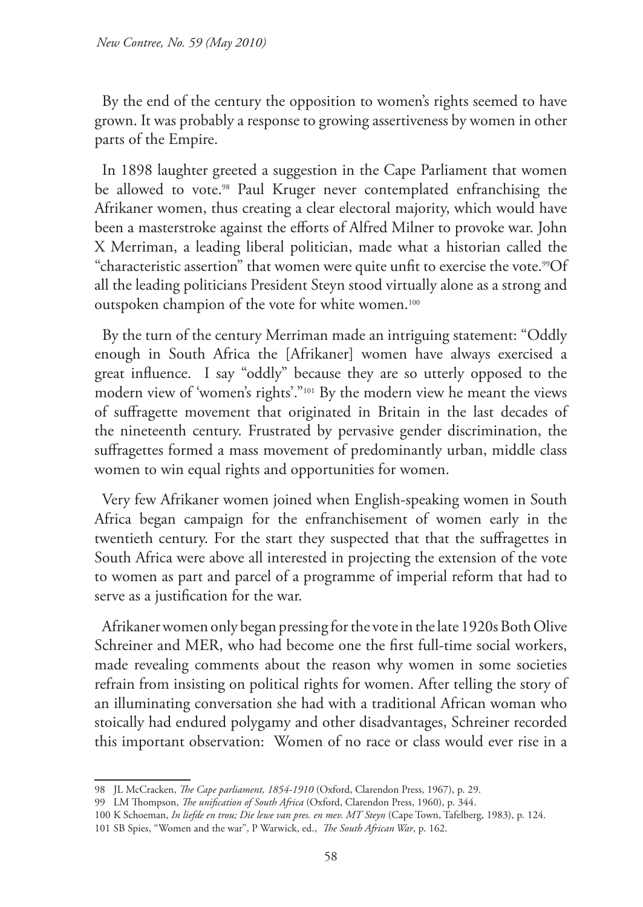By the end of the century the opposition to women's rights seemed to have grown. It was probably a response to growing assertiveness by women in other parts of the Empire.

In 1898 laughter greeted a suggestion in the Cape Parliament that women be allowed to vote.[98] Paul Kruger never contemplated enfranchising the Afrikaner women, thus creating a clear electoral majority, which would have been a masterstroke against the efforts of Alfred Milner to provoke war. John X Merriman, a leading liberal politician, made what a historian called the "characteristic assertion" that women were quite unfit to exercise the vote.[99]Of all the leading politicians President Steyn stood virtually alone as a strong and outspoken champion of the vote for white women.[100]

By the turn of the century Merriman made an intriguing statement: "Oddly enough in South Africa the [Afrikaner] women have always exercised a great influence. I say "oddly" because they are so utterly opposed to the modern view of 'women's rights'."[101] By the modern view he meant the views of suffragette movement that originated in Britain in the last decades of the nineteenth century. Frustrated by pervasive gender discrimination, the suffragettes formed a mass movement of predominantly urban, middle class women to win equal rights and opportunities for women.

Very few Afrikaner women joined when English-speaking women in South Africa began campaign for the enfranchisement of women early in the twentieth century. For the start they suspected that that the suffragettes in South Africa were above all interested in projecting the extension of the vote to women as part and parcel of a programme of imperial reform that had to serve as a justification for the war.

Afrikaner women only began pressing for the vote in the late 1920s Both Olive Schreiner and MER, who had become one the first full-time social workers, made revealing comments about the reason why women in some societies refrain from insisting on political rights for women. After telling the story of an illuminating conversation she had with a traditional African woman who stoically had endured polygamy and other disadvantages, Schreiner recorded this important observation: Women of no race or class would ever rise in a

---

98 JL McCracken, *The Cape parliament, 1854-1910* (Oxford, Clarendon Press, 1967), p. 29.

99 LM Thompson, *The unification of South Africa* (Oxford, Clarendon Press, 1960), p. 344.

100 K Schoeman, *In liefde en trou; Die lewe van pres. en mev. MT Steyn* (Cape Town, Tafelberg, 1983), p. 124.

101 SB Spies, "Women and the war", P Warwick, ed., *The South African War*, p. 162.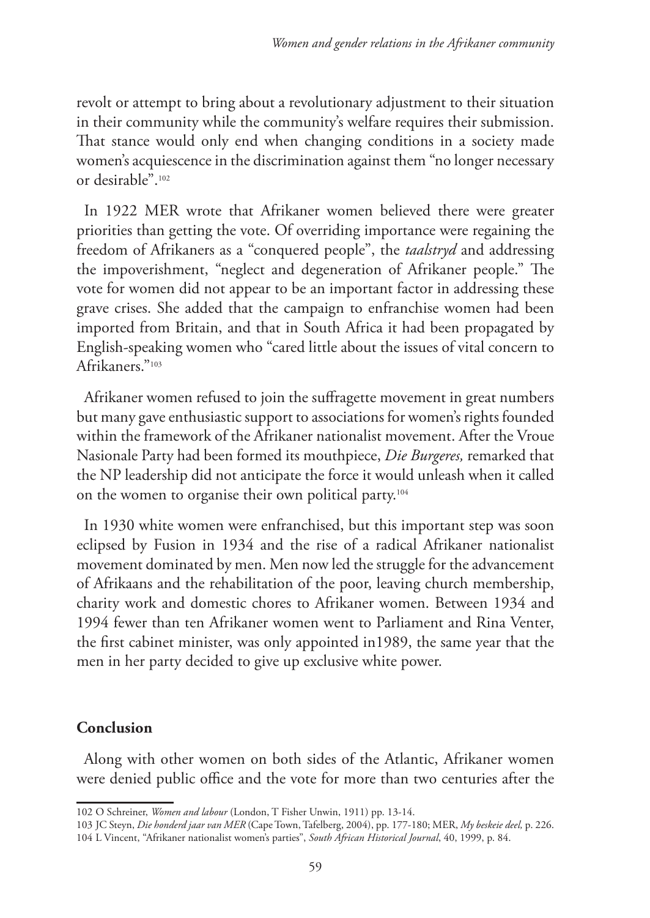revolt or attempt to bring about a revolutionary adjustment to their situation in their community while the community's welfare requires their submission. That stance would only end when changing conditions in a society made women's acquiescence in the discrimination against them "no longer necessary or desirable".[102]

In 1922 MER wrote that Afrikaner women believed there were greater priorities than getting the vote. Of overriding importance were regaining the freedom of Afrikaners as a "conquered people", the *taalstryd* and addressing the impoverishment, "neglect and degeneration of Afrikaner people." The vote for women did not appear to be an important factor in addressing these grave crises. She added that the campaign to enfranchise women had been imported from Britain, and that in South Africa it had been propagated by English-speaking women who "cared little about the issues of vital concern to Afrikaners."[103]

Afrikaner women refused to join the suffragette movement in great numbers but many gave enthusiastic support to associations for women's rights founded within the framework of the Afrikaner nationalist movement. After the Vroue Nasionale Party had been formed its mouthpiece, *Die Burgeres,* remarked that the NP leadership did not anticipate the force it would unleash when it called on the women to organise their own political party.[104]

In 1930 white women were enfranchised, but this important step was soon eclipsed by Fusion in 1934 and the rise of a radical Afrikaner nationalist movement dominated by men. Men now led the struggle for the advancement of Afrikaans and the rehabilitation of the poor, leaving church membership, charity work and domestic chores to Afrikaner women. Between 1934 and 1994 fewer than ten Afrikaner women went to Parliament and Rina Venter, the first cabinet minister, was only appointed in1989, the same year that the men in her party decided to give up exclusive white power.

## Conclusion

Along with other women on both sides of the Atlantic, Afrikaner women were denied public office and the vote for more than two centuries after the

---

102 O Schreiner, *Women and labour* (London, T Fisher Unwin, 1911) pp. 13-14.

103 JC Steyn, *Die honderd jaar van MER* (Cape Town, Tafelberg, 2004), pp. 177-180; MER, *My beskeie deel,* p. 226.

104 L Vincent, "Afrikaner nationalist women's parties", *South African Historical Journal*, 40, 1999, p. 84.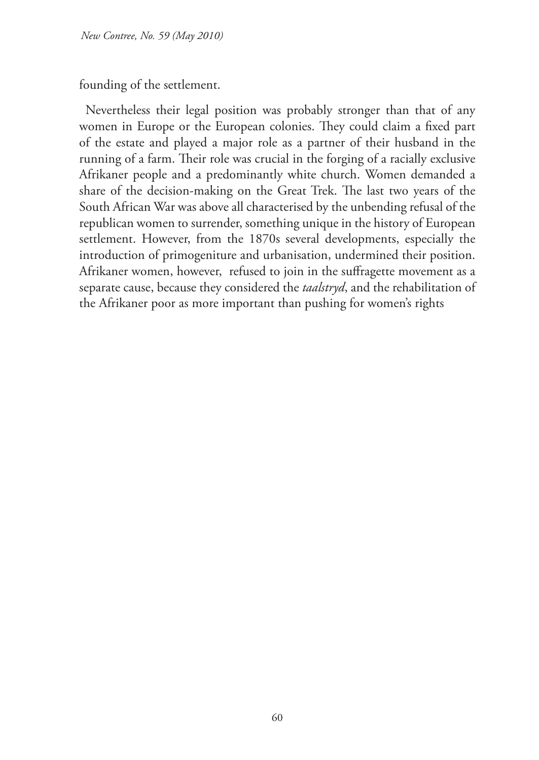founding of the settlement.

Nevertheless their legal position was probably stronger than that of any women in Europe or the European colonies. They could claim a fixed part of the estate and played a major role as a partner of their husband in the running of a farm. Their role was crucial in the forging of a racially exclusive Afrikaner people and a predominantly white church. Women demanded a share of the decision-making on the Great Trek. The last two years of the South African War was above all characterised by the unbending refusal of the republican women to surrender, something unique in the history of European settlement. However, from the 1870s several developments, especially the introduction of primogeniture and urbanisation, undermined their position. Afrikaner women, however, refused to join in the suffragette movement as a separate cause, because they considered the *taalstryd*, and the rehabilitation of the Afrikaner poor as more important than pushing for women's rights